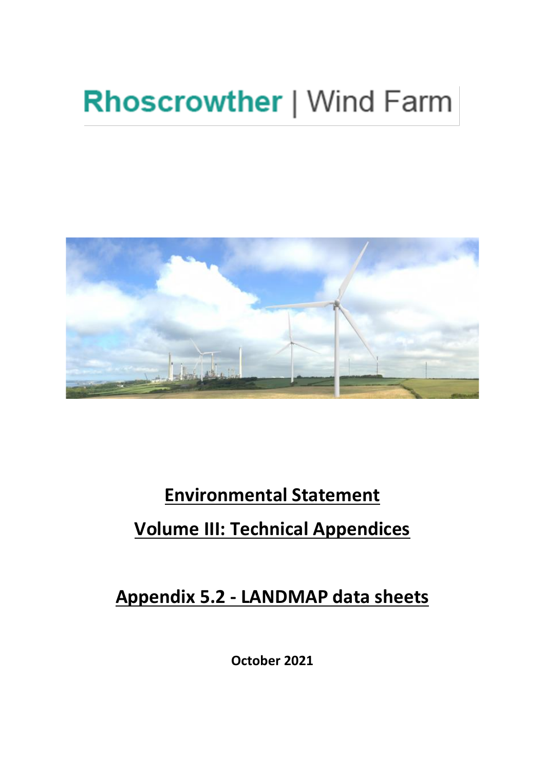# Rhoscrowther | Wind Farm

## Environmental Statement

## Volume III: Technical Appendices

## Appendix 5.2 - LANDMAP data sheets

**October 2021**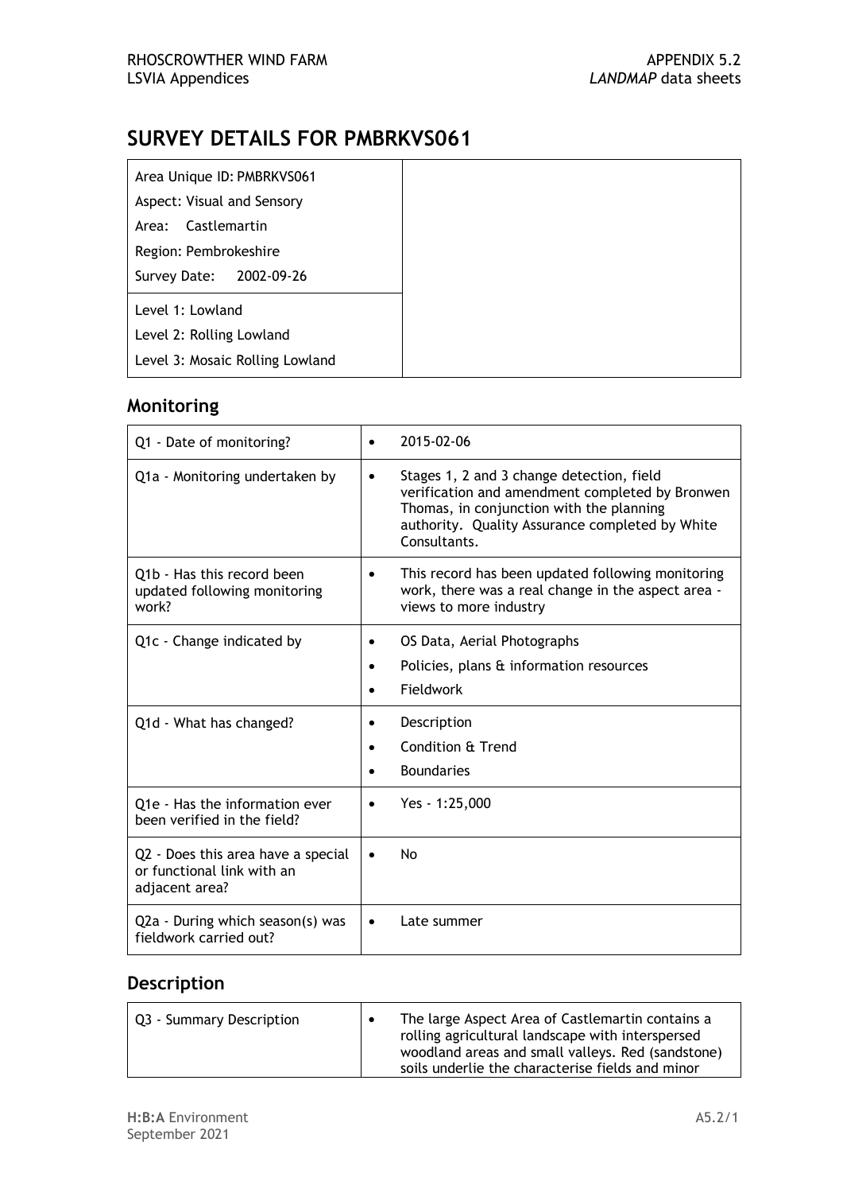# SURVEY DETAILS FOR PMBRKVS061

| | |
|---|---|
| Area Unique ID: PMBRKVS061<br>Aspect: Visual and Sensory<br>Area: Castlemartin<br>Region: Pembrokeshire<br>Survey Date: 2002-09-26 | |
| Level 1: Lowland<br>Level 2: Rolling Lowland<br>Level 3: Mosaic Rolling Lowland | |

## Monitoring

| | |
|---|---|
| Q1 - Date of monitoring? | • 2015-02-06 |
| Q1a - Monitoring undertaken by | • Stages 1, 2 and 3 change detection, field verification and amendment completed by Bronwen Thomas, in conjunction with the planning authority. Quality Assurance completed by White Consultants. |
| Q1b - Has this record been updated following monitoring work? | • This record has been updated following monitoring work, there was a real change in the aspect area - views to more industry |
| Q1c - Change indicated by | • OS Data, Aerial Photographs<br>• Policies, plans & information resources<br>• Fieldwork |
| Q1d - What has changed? | • Description<br>• Condition & Trend<br>• Boundaries |
| Q1e - Has the information ever been verified in the field? | • Yes - 1:25,000 |
| Q2 - Does this area have a special or functional link with an adjacent area? | • No |
| Q2a - During which season(s) was fieldwork carried out? | • Late summer |

## Description

| | |
|---|---|
| Q3 - Summary Description | • The large Aspect Area of Castlemartin contains a rolling agricultural landscape with interspersed woodland areas and small valleys. Red (sandstone) soils underlie the characterise fields and minor |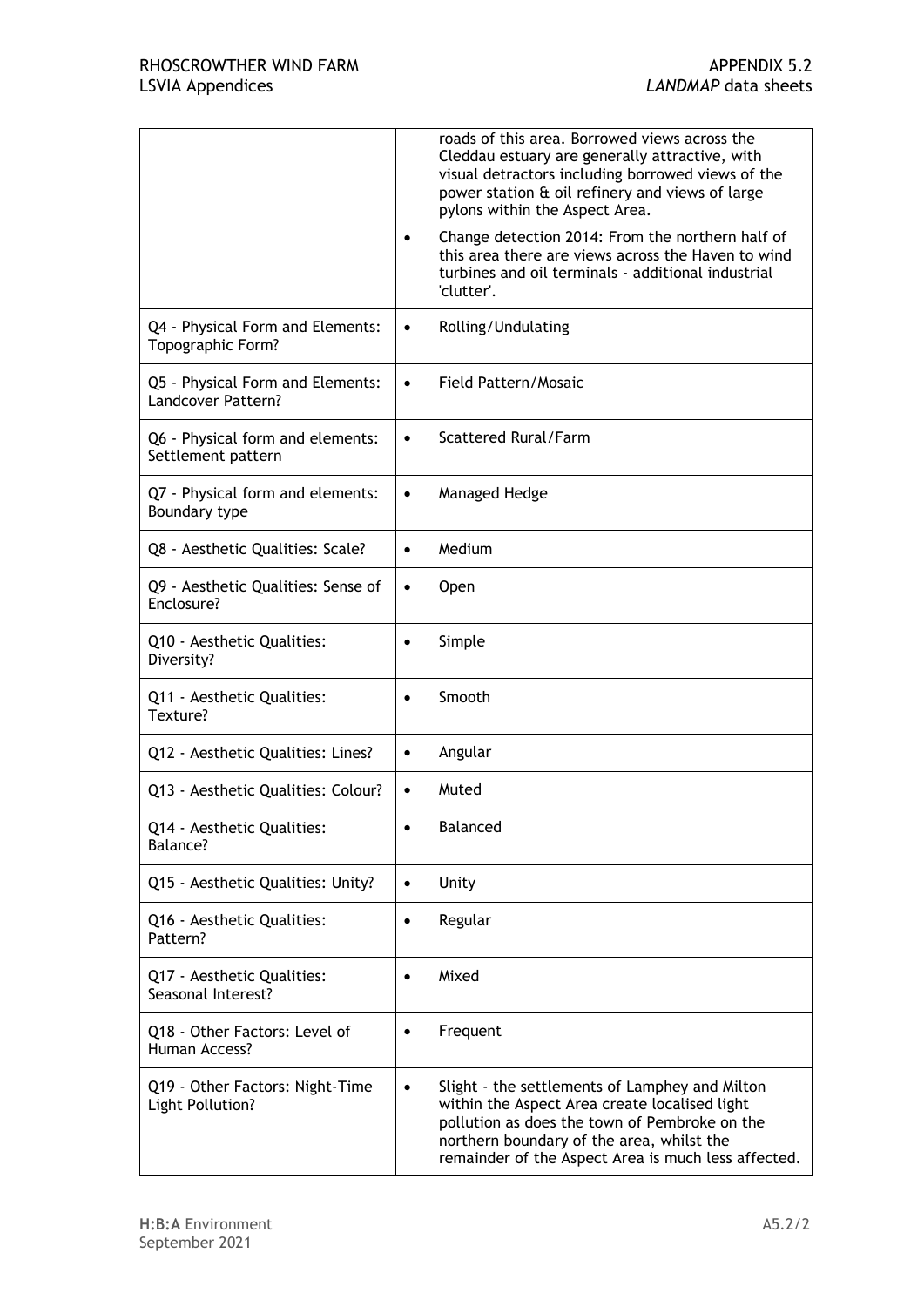|  |  |
|---|---|
|  | • roads of this area. Borrowed views across the Cleddau estuary are generally attractive, with visual detractors including borrowed views of the power station & oil refinery and views of large pylons within the Aspect Area. <br>• Change detection 2014: From the northern half of this area there are views across the Haven to wind turbines and oil terminals - additional industrial 'clutter'. |
| Q4 - Physical Form and Elements: Topographic Form? | • Rolling/Undulating |
| Q5 - Physical Form and Elements: Landcover Pattern? | • Field Pattern/Mosaic |
| Q6 - Physical form and elements: Settlement pattern | • Scattered Rural/Farm |
| Q7 - Physical form and elements: Boundary type | • Managed Hedge |
| Q8 - Aesthetic Qualities: Scale? | • Medium |
| Q9 - Aesthetic Qualities: Sense of Enclosure? | • Open |
| Q10 - Aesthetic Qualities: Diversity? | • Simple |
| Q11 - Aesthetic Qualities: Texture? | • Smooth |
| Q12 - Aesthetic Qualities: Lines? | • Angular |
| Q13 - Aesthetic Qualities: Colour? | • Muted |
| Q14 - Aesthetic Qualities: Balance? | • Balanced |
| Q15 - Aesthetic Qualities: Unity? | • Unity |
| Q16 - Aesthetic Qualities: Pattern? | • Regular |
| Q17 - Aesthetic Qualities: Seasonal Interest? | • Mixed |
| Q18 - Other Factors: Level of Human Access? | • Frequent |
| Q19 - Other Factors: Night-Time Light Pollution? | • Slight - the settlements of Lamphey and Milton within the Aspect Area create localised light pollution as does the town of Pembroke on the northern boundary of the area, whilst the remainder of the Aspect Area is much less affected. |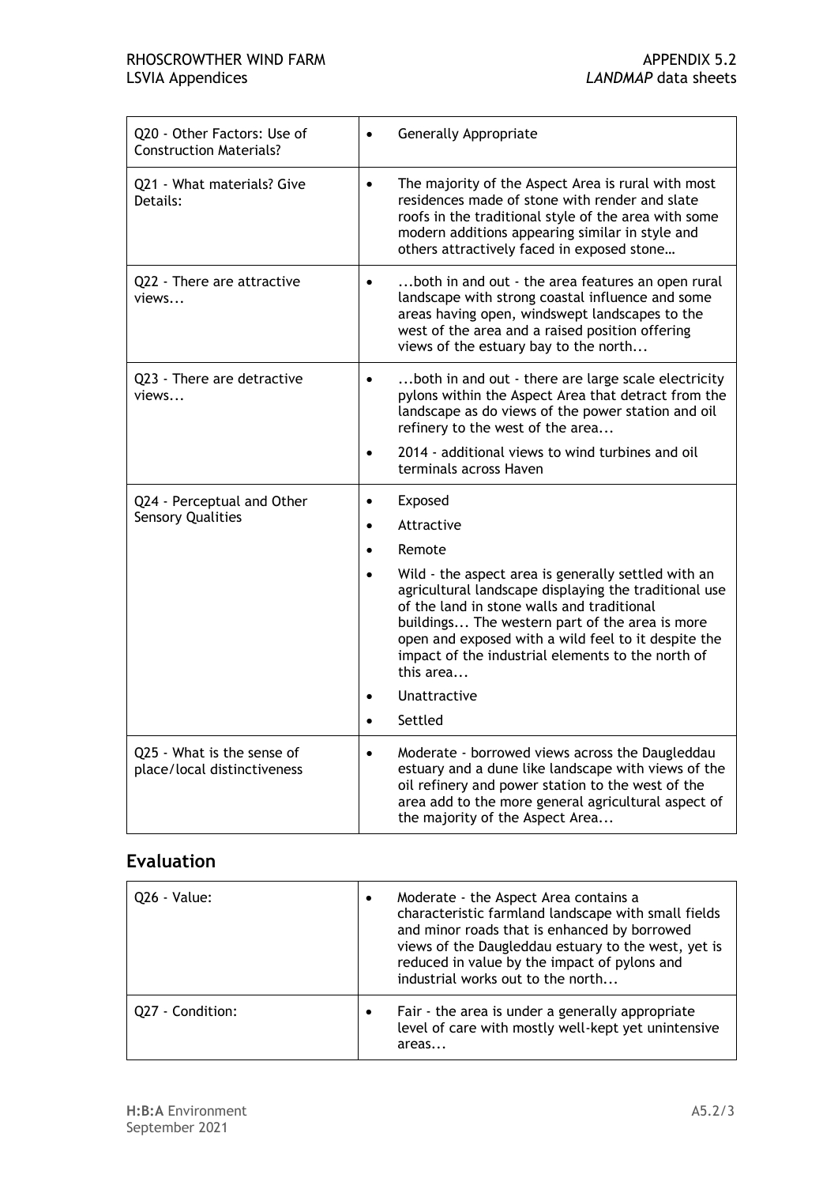| | |
|---|---|
| Q20 - Other Factors: Use of Construction Materials? | • Generally Appropriate |
| Q21 - What materials? Give Details: | • The majority of the Aspect Area is rural with most residences made of stone with render and slate roofs in the traditional style of the area with some modern additions appearing similar in style and others attractively faced in exposed stone… |
| Q22 - There are attractive views... | • ...both in and out - the area features an open rural landscape with strong coastal influence and some areas having open, windswept landscapes to the west of the area and a raised position offering views of the estuary bay to the north... |
| Q23 - There are detractive views... | • ...both in and out - there are large scale electricity pylons within the Aspect Area that detract from the landscape as do views of the power station and oil refinery to the west of the area...<br>• 2014 - additional views to wind turbines and oil terminals across Haven |
| Q24 - Perceptual and Other Sensory Qualities | • Exposed<br>• Attractive<br>• Remote<br>• Wild - the aspect area is generally settled with an agricultural landscape displaying the traditional use of the land in stone walls and traditional buildings... The western part of the area is more open and exposed with a wild feel to it despite the impact of the industrial elements to the north of this area...<br>• Unattractive<br>• Settled |
| Q25 - What is the sense of place/local distinctiveness | • Moderate - borrowed views across the Daugleddau estuary and a dune like landscape with views of the oil refinery and power station to the west of the area add to the more general agricultural aspect of the majority of the Aspect Area... |

## Evaluation

| | |
|---|---|
| Q26 - Value: | • Moderate - the Aspect Area contains a characteristic farmland landscape with small fields and minor roads that is enhanced by borrowed views of the Daugleddau estuary to the west, yet is reduced in value by the impact of pylons and industrial works out to the north... |
| Q27 - Condition: | • Fair - the area is under a generally appropriate level of care with mostly well-kept yet unintensive areas... |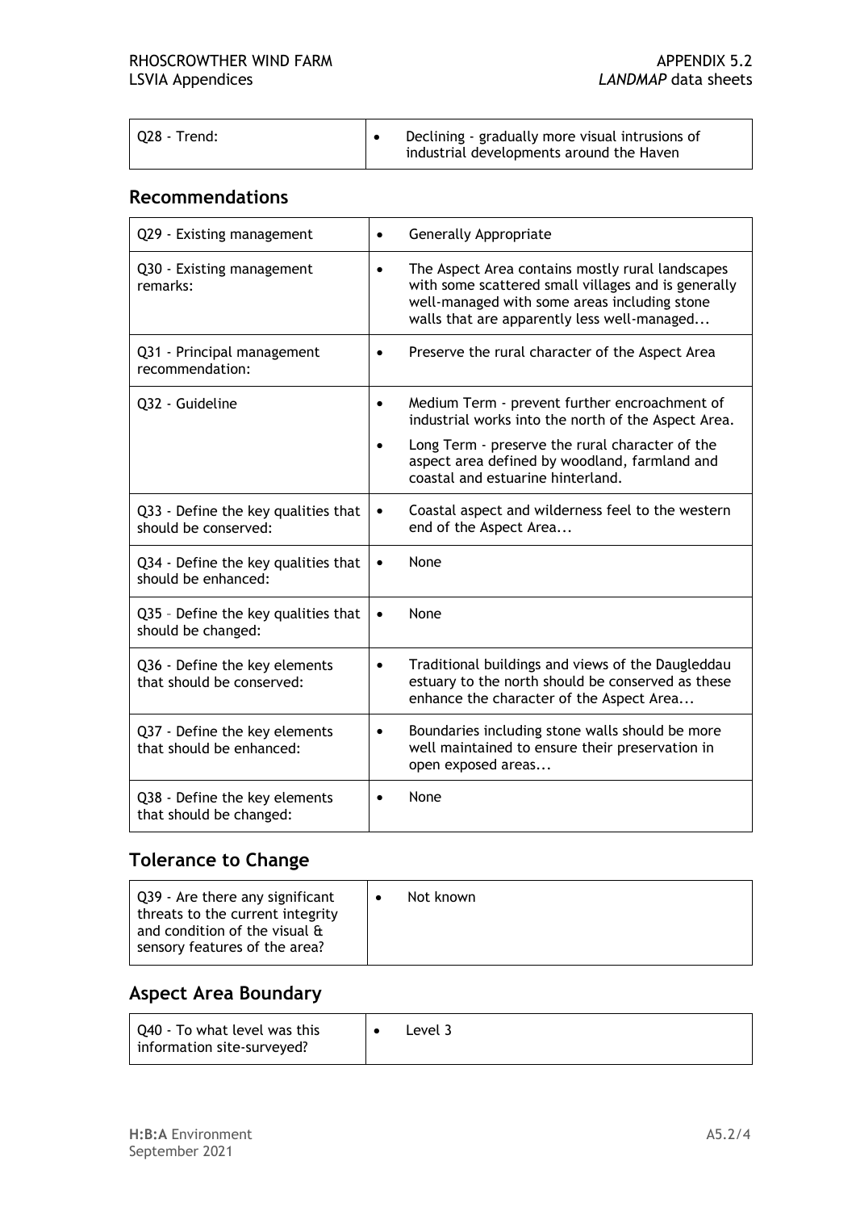| | |
|---|---|
| Q28 - Trend: | • Declining - gradually more visual intrusions of industrial developments around the Haven |

## Recommendations

| | |
|---|---|
| Q29 - Existing management | • Generally Appropriate |
| Q30 - Existing management remarks: | • The Aspect Area contains mostly rural landscapes with some scattered small villages and is generally well-managed with some areas including stone walls that are apparently less well-managed... |
| Q31 - Principal management recommendation: | • Preserve the rural character of the Aspect Area |
| Q32 - Guideline | • Medium Term - prevent further encroachment of industrial works into the north of the Aspect Area.<br>• Long Term - preserve the rural character of the aspect area defined by woodland, farmland and coastal and estuarine hinterland. |
| Q33 - Define the key qualities that should be conserved: | • Coastal aspect and wilderness feel to the western end of the Aspect Area... |
| Q34 - Define the key qualities that should be enhanced: | • None |
| Q35 – Define the key qualities that should be changed: | • None |
| Q36 - Define the key elements that should be conserved: | • Traditional buildings and views of the Daugleddau estuary to the north should be conserved as these enhance the character of the Aspect Area... |
| Q37 - Define the key elements that should be enhanced: | • Boundaries including stone walls should be more well maintained to ensure their preservation in open exposed areas... |
| Q38 - Define the key elements that should be changed: | • None |

## Tolerance to Change

| | |
|---|---|
| Q39 - Are there any significant threats to the current integrity and condition of the visual & sensory features of the area? | • Not known |

## Aspect Area Boundary

| | |
|---|---|
| Q40 - To what level was this information site-surveyed? | • Level 3 |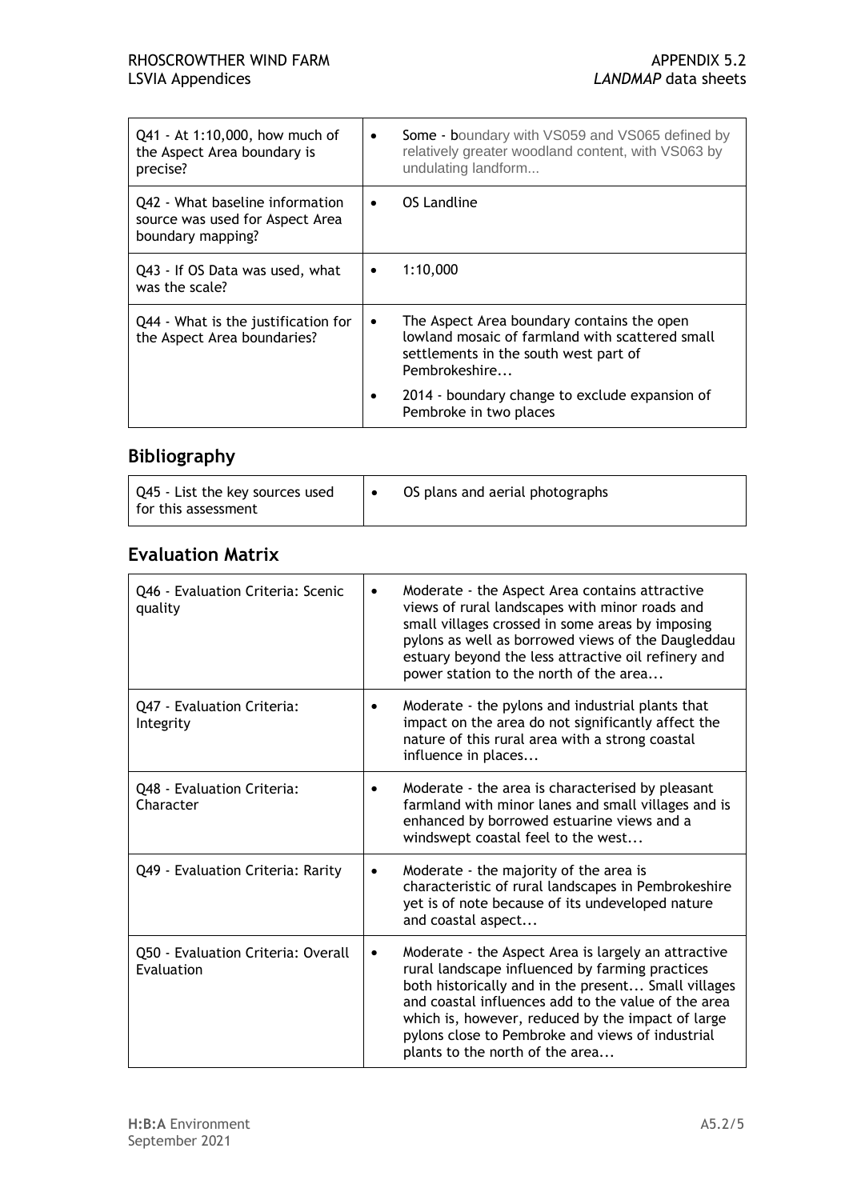| | |
|---|---|
| Q41 - At 1:10,000, how much of the Aspect Area boundary is precise? | • **Some - b**oundary with VS059 and VS065 defined by relatively greater woodland content, with VS063 by undulating landform... |
| Q42 - What baseline information source was used for Aspect Area boundary mapping? | • OS Landline |
| Q43 - If OS Data was used, what was the scale? | • 1:10,000 |
| Q44 - What is the justification for the Aspect Area boundaries? | • The Aspect Area boundary contains the open lowland mosaic of farmland with scattered small settlements in the south west part of Pembrokeshire... <br> • 2014 - boundary change to exclude expansion of Pembroke in two places |

## Bibliography

| | |
|---|---|
| Q45 - List the key sources used for this assessment | • OS plans and aerial photographs |

## Evaluation Matrix

| | |
|---|---|
| Q46 - Evaluation Criteria: Scenic quality | • Moderate - the Aspect Area contains attractive views of rural landscapes with minor roads and small villages crossed in some areas by imposing pylons as well as borrowed views of the Daugleddau estuary beyond the less attractive oil refinery and power station to the north of the area... |
| Q47 - Evaluation Criteria: Integrity | • Moderate - the pylons and industrial plants that impact on the area do not significantly affect the nature of this rural area with a strong coastal influence in places... |
| Q48 - Evaluation Criteria: Character | • Moderate - the area is characterised by pleasant farmland with minor lanes and small villages and is enhanced by borrowed estuarine views and a windswept coastal feel to the west... |
| Q49 - Evaluation Criteria: Rarity | • Moderate - the majority of the area is characteristic of rural landscapes in Pembrokeshire yet is of note because of its undeveloped nature and coastal aspect... |
| Q50 - Evaluation Criteria: Overall Evaluation | • Moderate - the Aspect Area is largely an attractive rural landscape influenced by farming practices both historically and in the present... Small villages and coastal influences add to the value of the area which is, however, reduced by the impact of large pylons close to Pembroke and views of industrial plants to the north of the area... |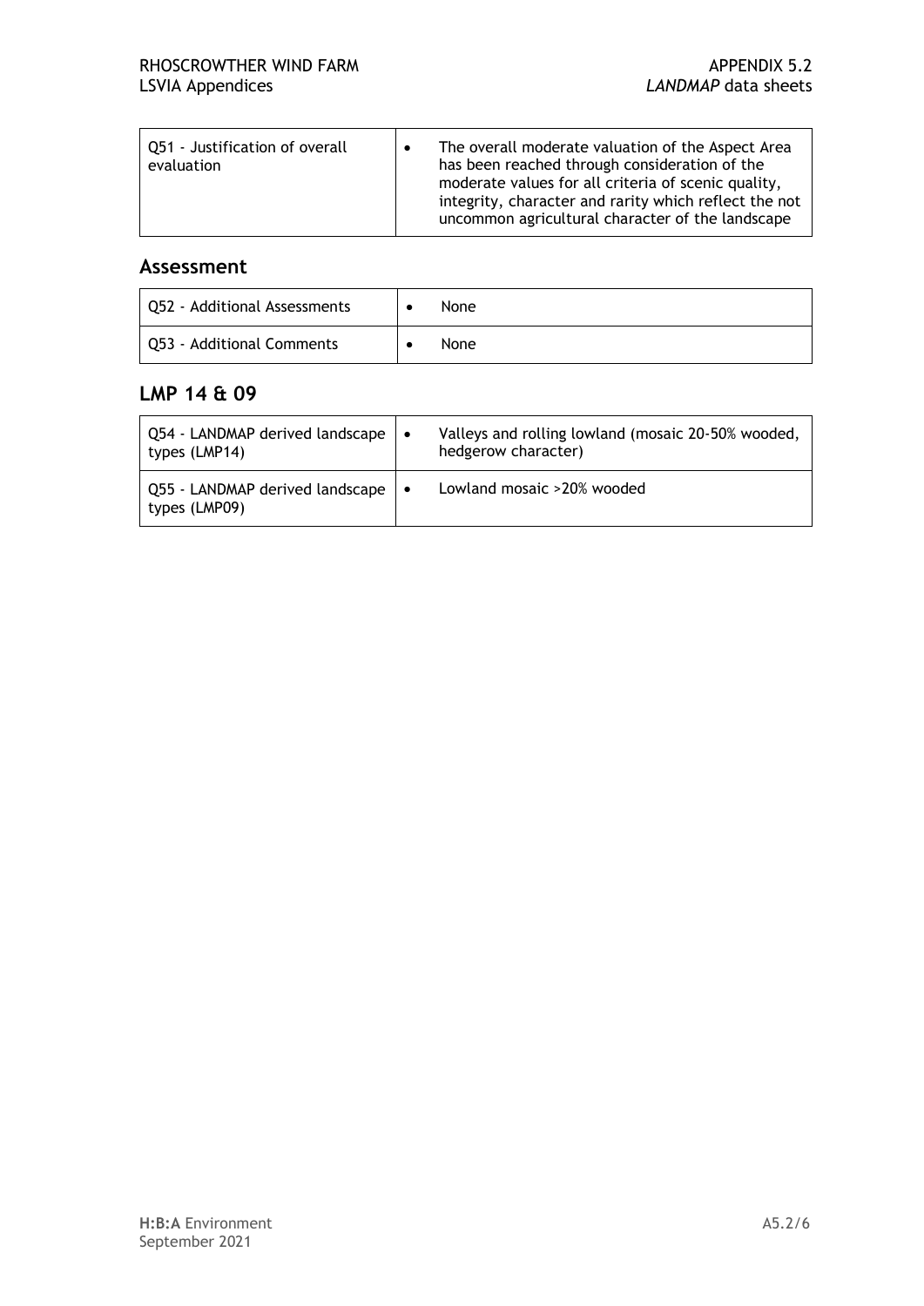| Q51 - Justification of overall evaluation | • The overall moderate valuation of the Aspect Area has been reached through consideration of the moderate values for all criteria of scenic quality, integrity, character and rarity which reflect the not uncommon agricultural character of the landscape |
|---|---|

## Assessment

| Q52 - Additional Assessments | • None |
|---|---|
| Q53 - Additional Comments | • None |

## LMP 14 & 09

| Q54 - LANDMAP derived landscape types (LMP14) | • Valleys and rolling lowland (mosaic 20-50% wooded, hedgerow character) |
|---|---|
| Q55 - LANDMAP derived landscape types (LMP09) | • Lowland mosaic >20% wooded |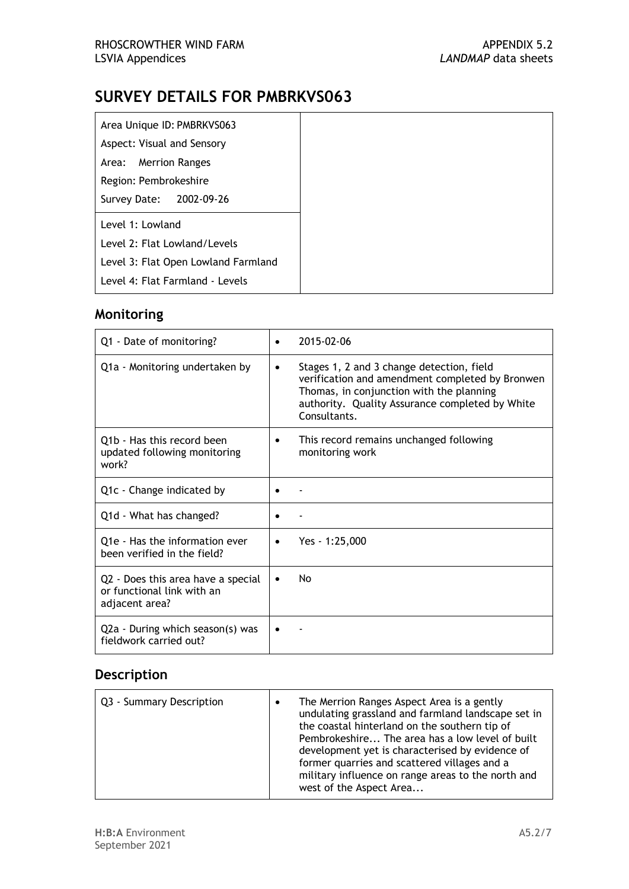# SURVEY DETAILS FOR PMBRKVS063

| | |
|---|---|
| Area Unique ID: PMBRKVS063<br>Aspect: Visual and Sensory<br>Area: Merrion Ranges<br>Region: Pembrokeshire<br>Survey Date: 2002-09-26 | |
| Level 1: Lowland<br>Level 2: Flat Lowland/Levels<br>Level 3: Flat Open Lowland Farmland<br>Level 4: Flat Farmland - Levels | |

## Monitoring

| | |
|---|---|
| Q1 - Date of monitoring? | • 2015-02-06 |
| Q1a - Monitoring undertaken by | • Stages 1, 2 and 3 change detection, field verification and amendment completed by Bronwen Thomas, in conjunction with the planning authority. Quality Assurance completed by White Consultants. |
| Q1b - Has this record been updated following monitoring work? | • This record remains unchanged following monitoring work |
| Q1c - Change indicated by | • - |
| Q1d - What has changed? | • - |
| Q1e - Has the information ever been verified in the field? | • Yes - 1:25,000 |
| Q2 - Does this area have a special or functional link with an adjacent area? | • No |
| Q2a - During which season(s) was fieldwork carried out? | • - |

## Description

| | |
|---|---|
| Q3 - Summary Description | • The Merrion Ranges Aspect Area is a gently undulating grassland and farmland landscape set in the coastal hinterland on the southern tip of Pembrokeshire... The area has a low level of built development yet is characterised by evidence of former quarries and scattered villages and a military influence on range areas to the north and west of the Aspect Area... |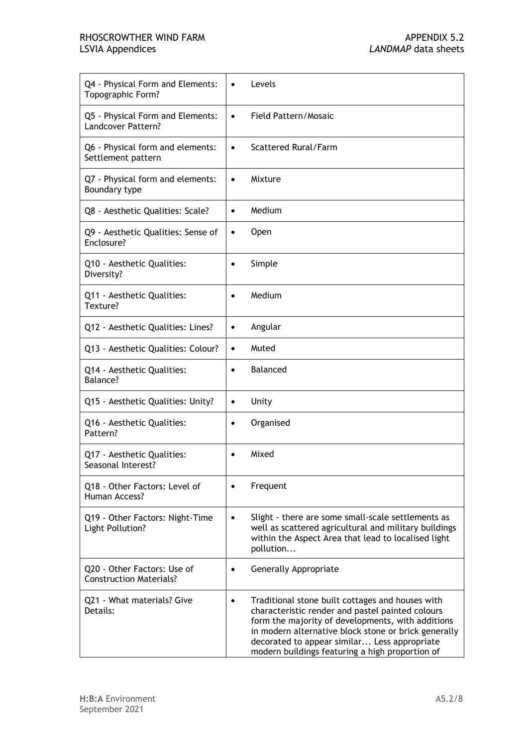| | |
|---|---|
| Q4 - Physical Form and Elements: Topographic Form? | • Levels |
| Q5 - Physical Form and Elements: Landcover Pattern? | • Field Pattern/Mosaic |
| Q6 - Physical form and elements: Settlement pattern | • Scattered Rural/Farm |
| Q7 - Physical form and elements: Boundary type | • Mixture |
| Q8 - Aesthetic Qualities: Scale? | • Medium |
| Q9 - Aesthetic Qualities: Sense of Enclosure? | • Open |
| Q10 - Aesthetic Qualities: Diversity? | • Simple |
| Q11 - Aesthetic Qualities: Texture? | • Medium |
| Q12 - Aesthetic Qualities: Lines? | • Angular |
| Q13 - Aesthetic Qualities: Colour? | • Muted |
| Q14 - Aesthetic Qualities: Balance? | • Balanced |
| Q15 - Aesthetic Qualities: Unity? | • Unity |
| Q16 - Aesthetic Qualities: Pattern? | • Organised |
| Q17 - Aesthetic Qualities: Seasonal Interest? | • Mixed |
| Q18 - Other Factors: Level of Human Access? | • Frequent |
| Q19 - Other Factors: Night-Time Light Pollution? | • Slight - there are some small-scale settlements as well as scattered agricultural and military buildings within the Aspect Area that lead to localised light pollution... |
| Q20 - Other Factors: Use of Construction Materials? | • Generally Appropriate |
| Q21 - What materials? Give Details: | • Traditional stone built cottages and houses with characteristic render and pastel painted colours form the majority of developments, with additions in modern alternative block stone or brick generally decorated to appear similar... Less appropriate modern buildings featuring a high proportion of |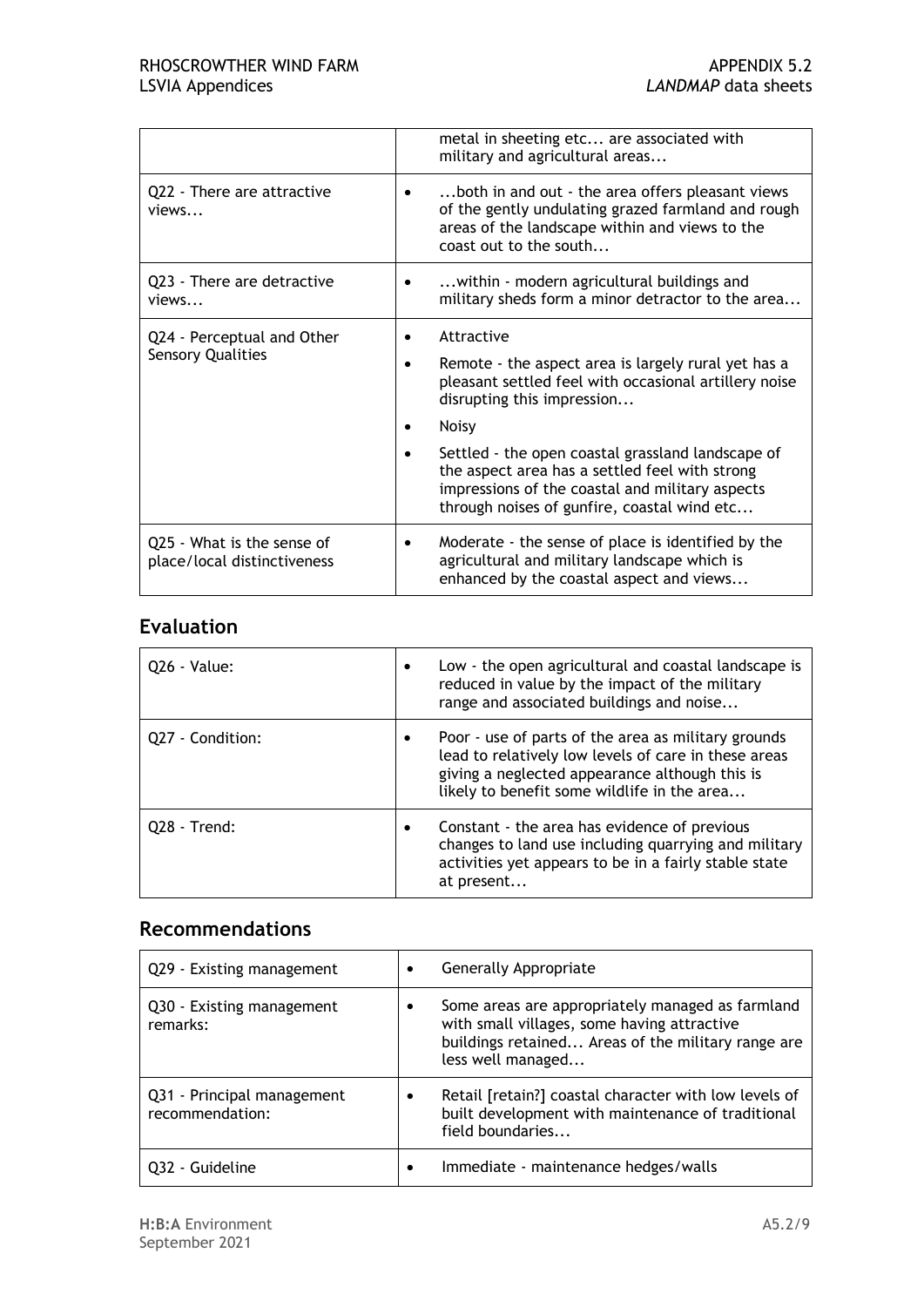| | |
|---|---|
| | metal in sheeting etc... are associated with military and agricultural areas... |
| Q22 - There are attractive views... | • ...both in and out - the area offers pleasant views of the gently undulating grazed farmland and rough areas of the landscape within and views to the coast out to the south... |
| Q23 - There are detractive views... | • ...within - modern agricultural buildings and military sheds form a minor detractor to the area... |
| Q24 - Perceptual and Other Sensory Qualities | • Attractive<br>• Remote - the aspect area is largely rural yet has a pleasant settled feel with occasional artillery noise disrupting this impression...<br>• Noisy<br>• Settled - the open coastal grassland landscape of the aspect area has a settled feel with strong impressions of the coastal and military aspects through noises of gunfire, coastal wind etc... |
| Q25 - What is the sense of place/local distinctiveness | • Moderate - the sense of place is identified by the agricultural and military landscape which is enhanced by the coastal aspect and views... |

## Evaluation

| | |
|---|---|
| Q26 - Value: | • Low - the open agricultural and coastal landscape is reduced in value by the impact of the military range and associated buildings and noise... |
| Q27 - Condition: | • Poor - use of parts of the area as military grounds lead to relatively low levels of care in these areas giving a neglected appearance although this is likely to benefit some wildlife in the area... |
| Q28 - Trend: | • Constant - the area has evidence of previous changes to land use including quarrying and military activities yet appears to be in a fairly stable state at present... |

## Recommendations

| | |
|---|---|
| Q29 - Existing management | • Generally Appropriate |
| Q30 - Existing management remarks: | • Some areas are appropriately managed as farmland with small villages, some having attractive buildings retained... Areas of the military range are less well managed... |
| Q31 - Principal management recommendation: | • Retail [retain?] coastal character with low levels of built development with maintenance of traditional field boundaries... |
| Q32 - Guideline | • Immediate - maintenance hedges/walls |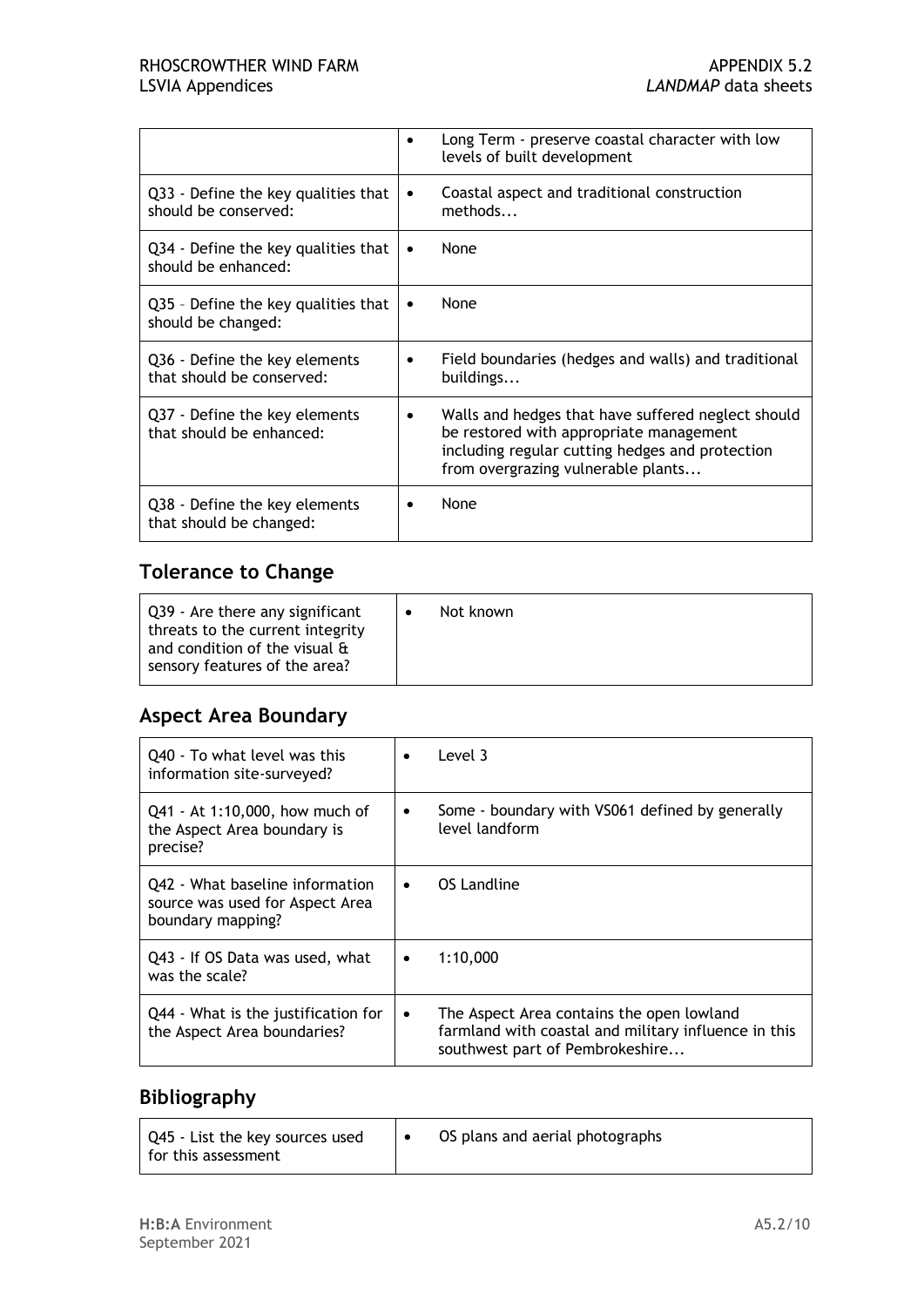| | |
|---|---|
| | • Long Term - preserve coastal character with low levels of built development |
| Q33 - Define the key qualities that should be conserved: | • Coastal aspect and traditional construction methods... |
| Q34 - Define the key qualities that should be enhanced: | • None |
| Q35 – Define the key qualities that should be changed: | • None |
| Q36 - Define the key elements that should be conserved: | • Field boundaries (hedges and walls) and traditional buildings... |
| Q37 - Define the key elements that should be enhanced: | • Walls and hedges that have suffered neglect should be restored with appropriate management including regular cutting hedges and protection from overgrazing vulnerable plants... |
| Q38 - Define the key elements that should be changed: | • None |

## Tolerance to Change

| | |
|---|---|
| Q39 - Are there any significant threats to the current integrity and condition of the visual & sensory features of the area? | • Not known |

## Aspect Area Boundary

| | |
|---|---|
| Q40 - To what level was this information site-surveyed? | • Level 3 |
| Q41 - At 1:10,000, how much of the Aspect Area boundary is precise? | • Some - boundary with VS061 defined by generally level landform |
| Q42 - What baseline information source was used for Aspect Area boundary mapping? | • OS Landline |
| Q43 - If OS Data was used, what was the scale? | • 1:10,000 |
| Q44 - What is the justification for the Aspect Area boundaries? | • The Aspect Area contains the open lowland farmland with coastal and military influence in this southwest part of Pembrokeshire... |

## Bibliography

| | |
|---|---|
| Q45 - List the key sources used for this assessment | • OS plans and aerial photographs |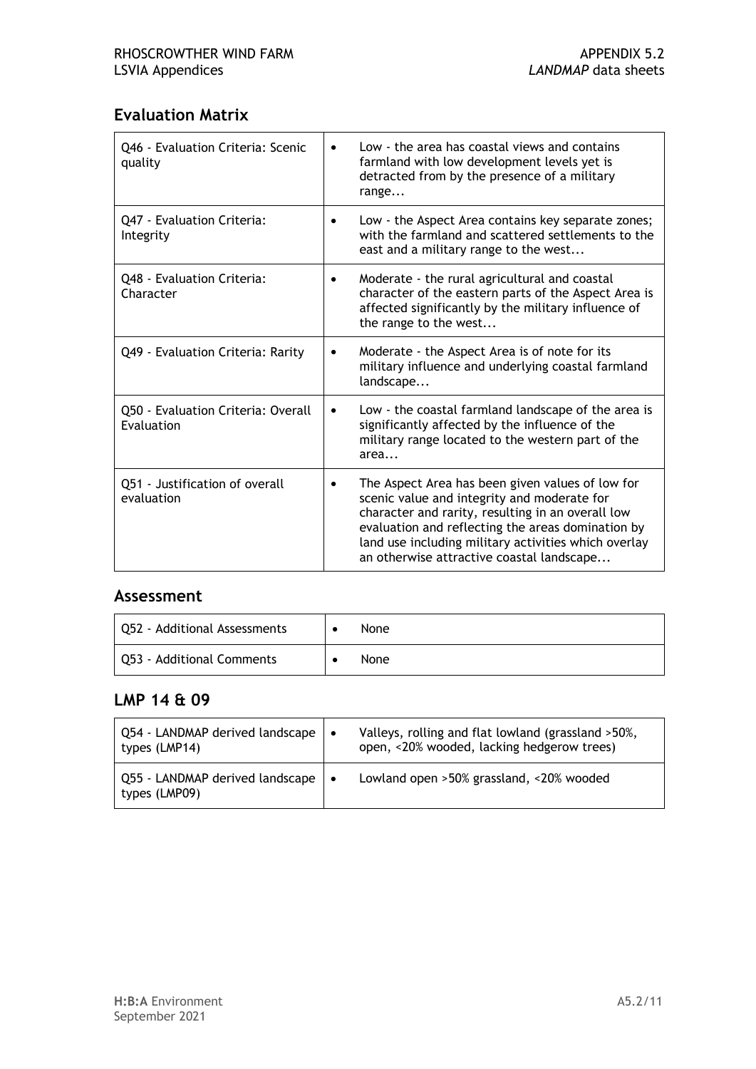## Evaluation Matrix

| | |
|---|---|
| Q46 - Evaluation Criteria: Scenic quality | • Low - the area has coastal views and contains farmland with low development levels yet is detracted from by the presence of a military range... |
| Q47 - Evaluation Criteria: Integrity | • Low - the Aspect Area contains key separate zones; with the farmland and scattered settlements to the east and a military range to the west... |
| Q48 - Evaluation Criteria: Character | • Moderate - the rural agricultural and coastal character of the eastern parts of the Aspect Area is affected significantly by the military influence of the range to the west... |
| Q49 - Evaluation Criteria: Rarity | • Moderate - the Aspect Area is of note for its military influence and underlying coastal farmland landscape... |
| Q50 - Evaluation Criteria: Overall Evaluation | • Low - the coastal farmland landscape of the area is significantly affected by the influence of the military range located to the western part of the area... |
| Q51 - Justification of overall evaluation | • The Aspect Area has been given values of low for scenic value and integrity and moderate for character and rarity, resulting in an overall low evaluation and reflecting the areas domination by land use including military activities which overlay an otherwise attractive coastal landscape... |

## Assessment

| | |
|---|---|
| Q52 - Additional Assessments | • None |
| Q53 - Additional Comments | • None |

## LMP 14 & 09

| | |
|---|---|
| Q54 - LANDMAP derived landscape types (LMP14) | • Valleys, rolling and flat lowland (grassland >50%, open, <20% wooded, lacking hedgerow trees) |
| Q55 - LANDMAP derived landscape types (LMP09) | • Lowland open >50% grassland, <20% wooded |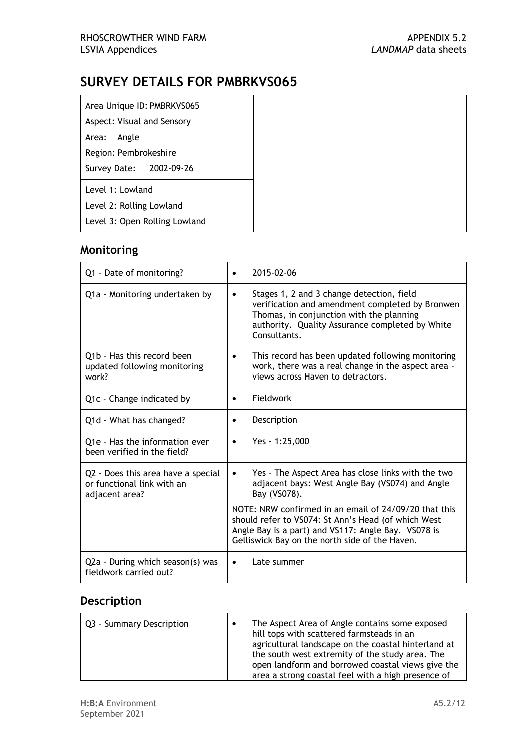# SURVEY DETAILS FOR PMBRKVS065

| | |
|---|---|
| Area Unique ID: PMBRKVS065<br>Aspect: Visual and Sensory<br>Area: Angle<br>Region: Pembrokeshire<br>Survey Date: 2002-09-26 | |
| Level 1: Lowland<br>Level 2: Rolling Lowland<br>Level 3: Open Rolling Lowland | |

## Monitoring

| | |
|---|---|
| Q1 - Date of monitoring? | • 2015-02-06 |
| Q1a - Monitoring undertaken by | • Stages 1, 2 and 3 change detection, field verification and amendment completed by Bronwen Thomas, in conjunction with the planning authority. Quality Assurance completed by White Consultants. |
| Q1b - Has this record been updated following monitoring work? | • This record has been updated following monitoring work, there was a real change in the aspect area - views across Haven to detractors. |
| Q1c - Change indicated by | • Fieldwork |
| Q1d - What has changed? | • Description |
| Q1e - Has the information ever been verified in the field? | • Yes - 1:25,000 |
| Q2 - Does this area have a special or functional link with an adjacent area? | • Yes - The Aspect Area has close links with the two adjacent bays: West Angle Bay (VS074) and Angle Bay (VS078).<br><br>NOTE: NRW confirmed in an email of 24/09/20 that this should refer to VS074: St Ann's Head (of which West Angle Bay is a part) and VS117: Angle Bay. VS078 is Gelliswick Bay on the north side of the Haven. |
| Q2a - During which season(s) was fieldwork carried out? | • Late summer |

## Description

| | |
|---|---|
| Q3 - Summary Description | • The Aspect Area of Angle contains some exposed hill tops with scattered farmsteads in an agricultural landscape on the coastal hinterland at the south west extremity of the study area. The open landform and borrowed coastal views give the area a strong coastal feel with a high presence of |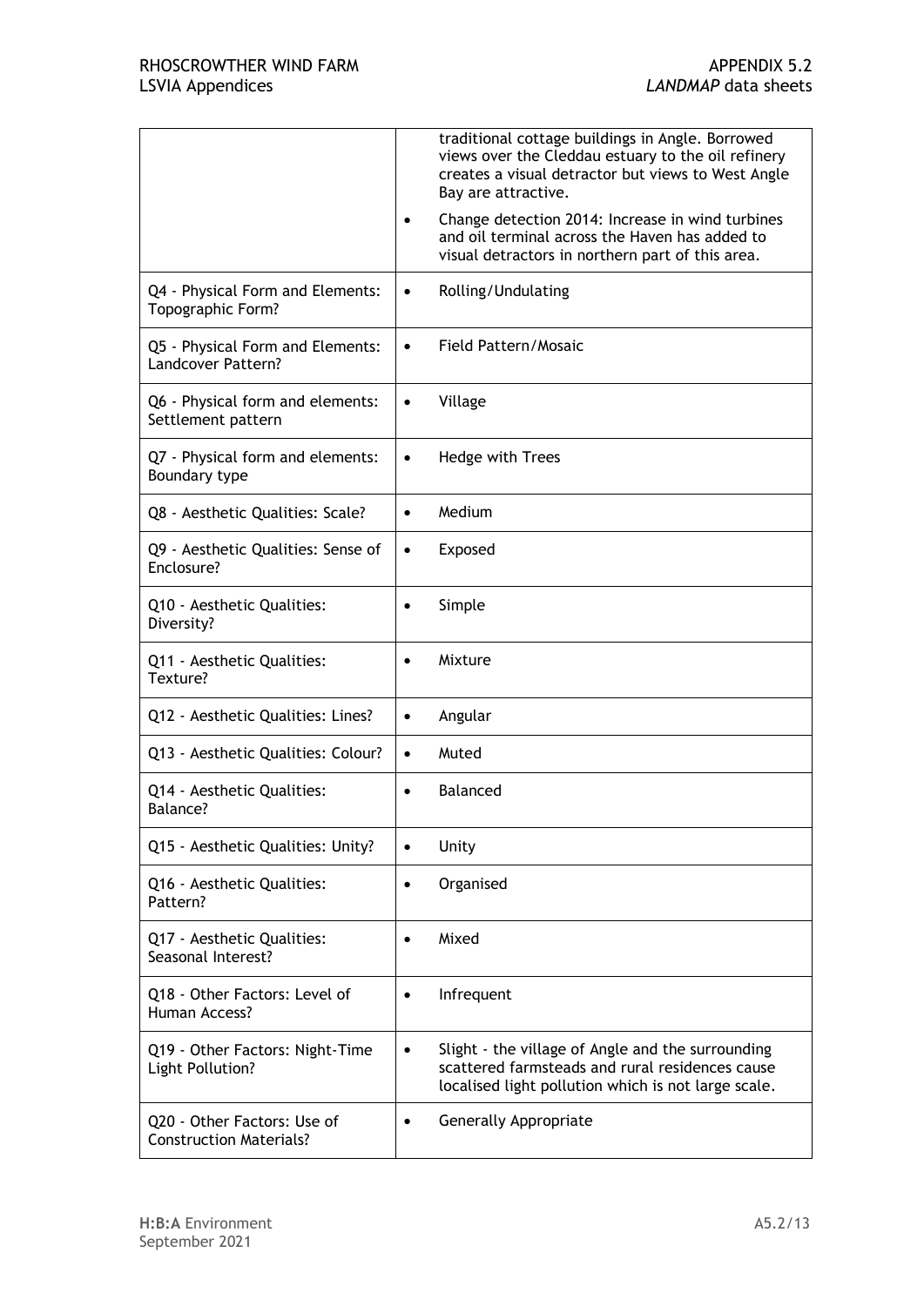| | |
|---|---|
| | traditional cottage buildings in Angle. Borrowed views over the Cleddau estuary to the oil refinery creates a visual detractor but views to West Angle Bay are attractive.<br>• Change detection 2014: Increase in wind turbines and oil terminal across the Haven has added to visual detractors in northern part of this area. |
| Q4 - Physical Form and Elements: Topographic Form? | • Rolling/Undulating |
| Q5 - Physical Form and Elements: Landcover Pattern? | • Field Pattern/Mosaic |
| Q6 - Physical form and elements: Settlement pattern | • Village |
| Q7 - Physical form and elements: Boundary type | • Hedge with Trees |
| Q8 - Aesthetic Qualities: Scale? | • Medium |
| Q9 - Aesthetic Qualities: Sense of Enclosure? | • Exposed |
| Q10 - Aesthetic Qualities: Diversity? | • Simple |
| Q11 - Aesthetic Qualities: Texture? | • Mixture |
| Q12 - Aesthetic Qualities: Lines? | • Angular |
| Q13 - Aesthetic Qualities: Colour? | • Muted |
| Q14 - Aesthetic Qualities: Balance? | • Balanced |
| Q15 - Aesthetic Qualities: Unity? | • Unity |
| Q16 - Aesthetic Qualities: Pattern? | • Organised |
| Q17 - Aesthetic Qualities: Seasonal Interest? | • Mixed |
| Q18 - Other Factors: Level of Human Access? | • Infrequent |
| Q19 - Other Factors: Night-Time Light Pollution? | • Slight - the village of Angle and the surrounding scattered farmsteads and rural residences cause localised light pollution which is not large scale. |
| Q20 - Other Factors: Use of Construction Materials? | • Generally Appropriate |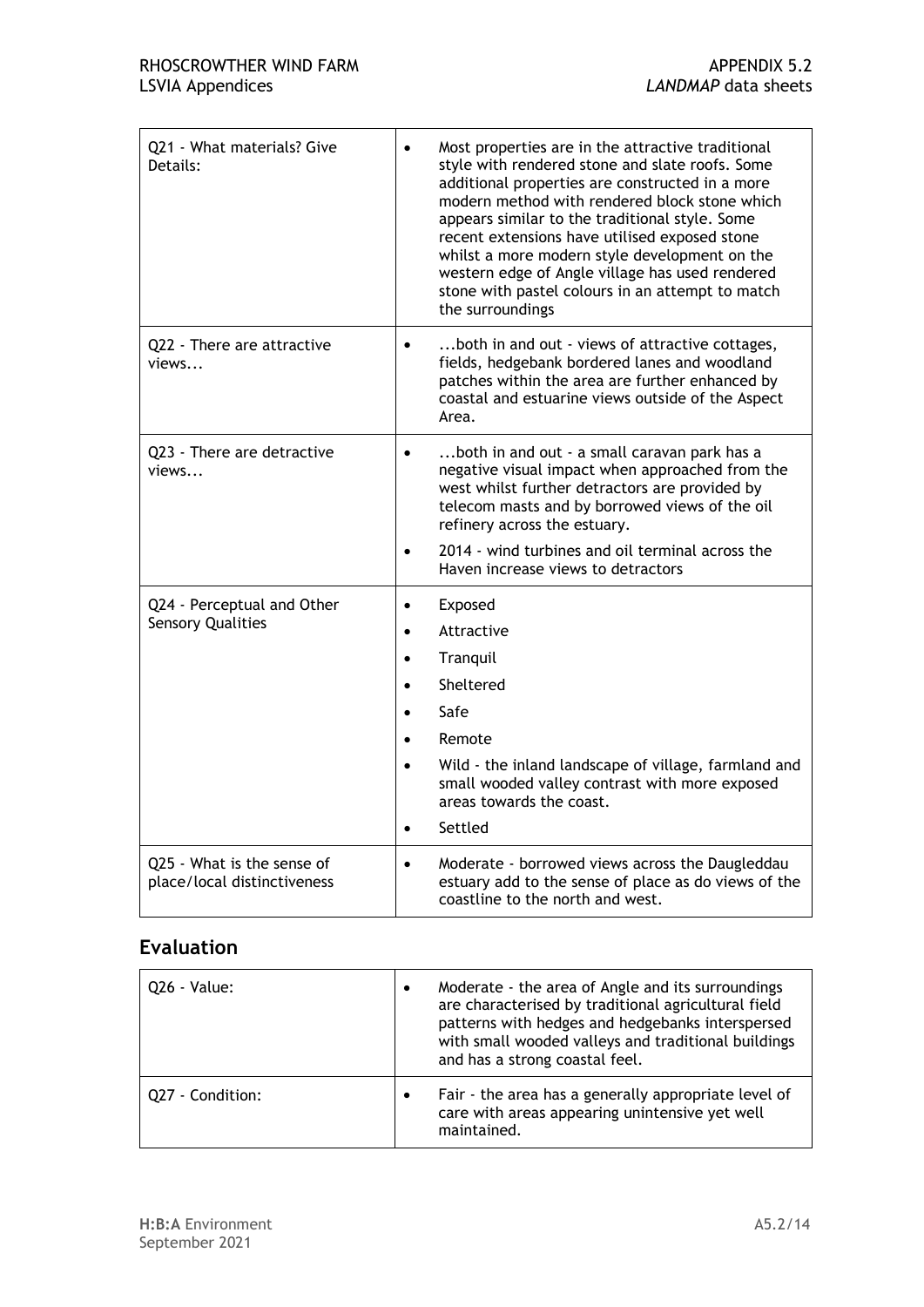| | |
|---|---|
| Q21 - What materials? Give Details: | • Most properties are in the attractive traditional style with rendered stone and slate roofs. Some additional properties are constructed in a more modern method with rendered block stone which appears similar to the traditional style. Some recent extensions have utilised exposed stone whilst a more modern style development on the western edge of Angle village has used rendered stone with pastel colours in an attempt to match the surroundings |
| Q22 - There are attractive views... | • ...both in and out - views of attractive cottages, fields, hedgebank bordered lanes and woodland patches within the area are further enhanced by coastal and estuarine views outside of the Aspect Area. |
| Q23 - There are detractive views... | • ...both in and out - a small caravan park has a negative visual impact when approached from the west whilst further detractors are provided by telecom masts and by borrowed views of the oil refinery across the estuary.<br>• 2014 - wind turbines and oil terminal across the Haven increase views to detractors |
| Q24 - Perceptual and Other Sensory Qualities | • Exposed<br>• Attractive<br>• Tranquil<br>• Sheltered<br>• Safe<br>• Remote<br>• Wild - the inland landscape of village, farmland and small wooded valley contrast with more exposed areas towards the coast.<br>• Settled |
| Q25 - What is the sense of place/local distinctiveness | • Moderate - borrowed views across the Daugleddau estuary add to the sense of place as do views of the coastline to the north and west. |

## Evaluation

| | |
|---|---|
| Q26 - Value: | • Moderate - the area of Angle and its surroundings are characterised by traditional agricultural field patterns with hedges and hedgebanks interspersed with small wooded valleys and traditional buildings and has a strong coastal feel. |
| Q27 - Condition: | • Fair - the area has a generally appropriate level of care with areas appearing unintensive yet well maintained. |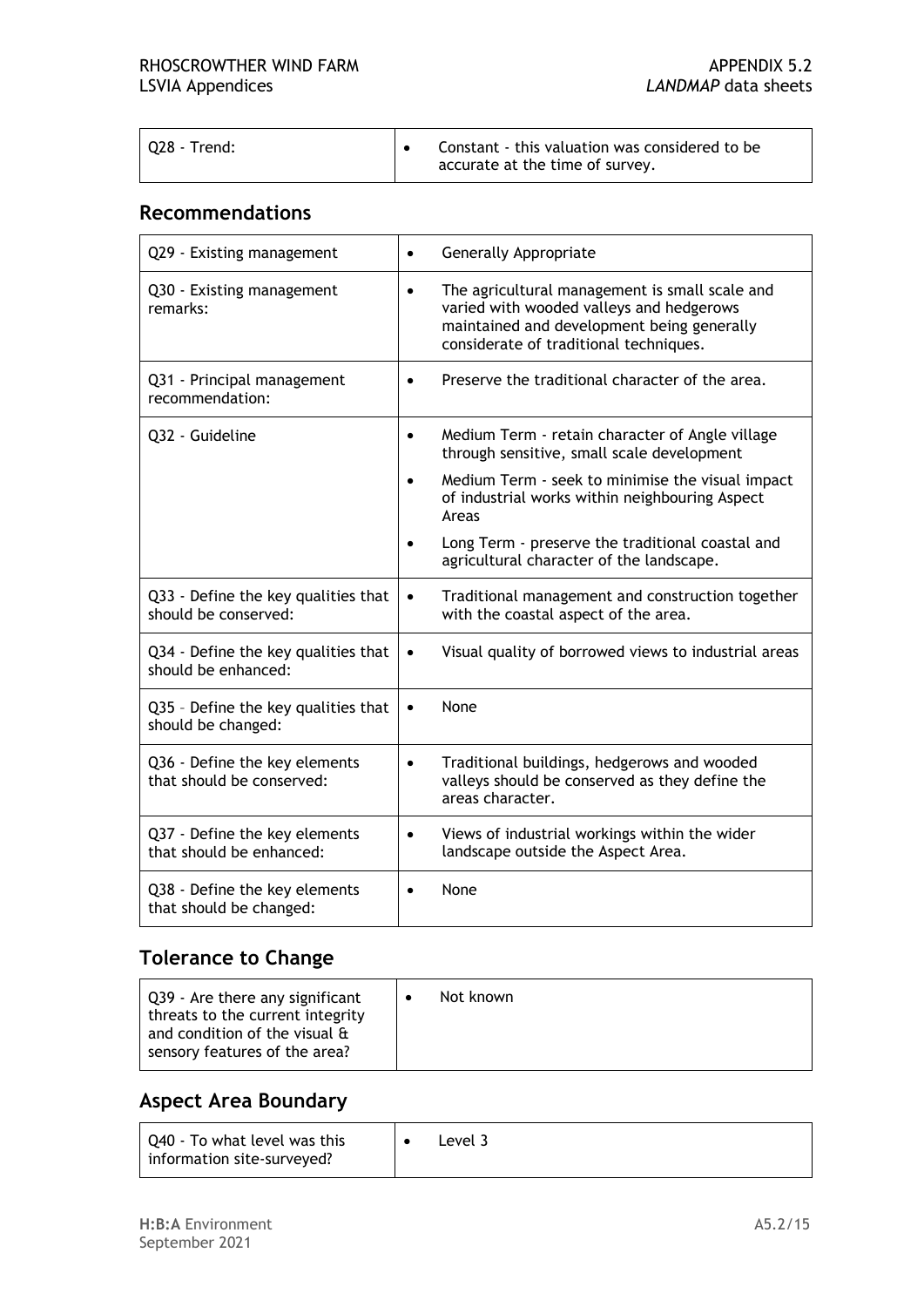| Q28 - Trend: | Constant - this valuation was considered to be accurate at the time of survey. |
|---|---|

## Recommendations

| Q29 - Existing management | Generally Appropriate |
|---|---|
| Q30 - Existing management remarks: | The agricultural management is small scale and varied with wooded valleys and hedgerows maintained and development being generally considerate of traditional techniques. |
| Q31 - Principal management recommendation: | Preserve the traditional character of the area. |
| Q32 - Guideline | • Medium Term - retain character of Angle village through sensitive, small scale development<br>• Medium Term - seek to minimise the visual impact of industrial works within neighbouring Aspect Areas<br>• Long Term - preserve the traditional coastal and agricultural character of the landscape. |
| Q33 - Define the key qualities that should be conserved: | Traditional management and construction together with the coastal aspect of the area. |
| Q34 - Define the key qualities that should be enhanced: | Visual quality of borrowed views to industrial areas |
| Q35 – Define the key qualities that should be changed: | None |
| Q36 - Define the key elements that should be conserved: | Traditional buildings, hedgerows and wooded valleys should be conserved as they define the areas character. |
| Q37 - Define the key elements that should be enhanced: | Views of industrial workings within the wider landscape outside the Aspect Area. |
| Q38 - Define the key elements that should be changed: | None |

## Tolerance to Change

| Q39 - Are there any significant threats to the current integrity and condition of the visual & sensory features of the area? | Not known |
|---|---|

## Aspect Area Boundary

| Q40 - To what level was this information site-surveyed? | Level 3 |
|---|---|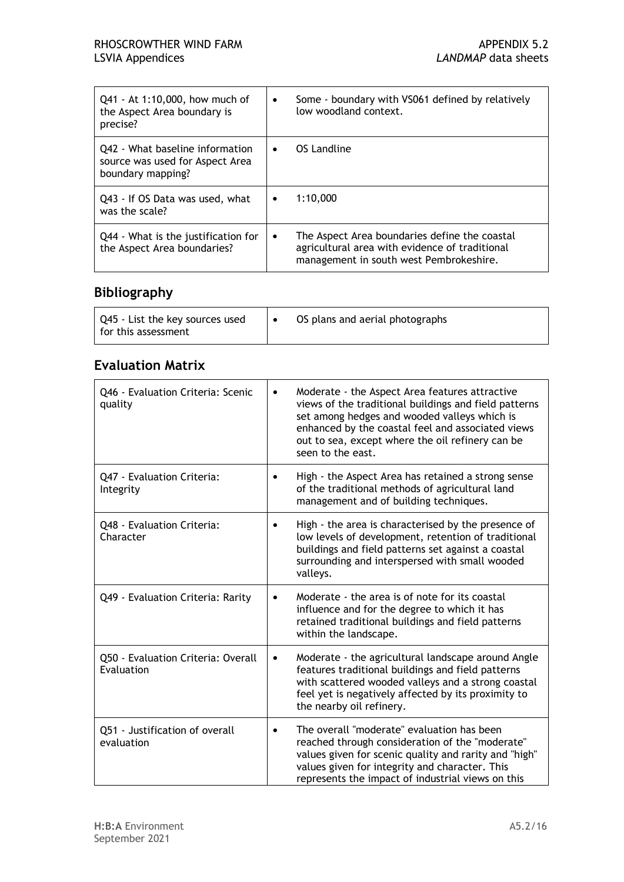| | |
|---|---|
| Q41 - At 1:10,000, how much of the Aspect Area boundary is precise? | • Some - boundary with VS061 defined by relatively low woodland context. |
| Q42 - What baseline information source was used for Aspect Area boundary mapping? | • OS Landline |
| Q43 - If OS Data was used, what was the scale? | • 1:10,000 |
| Q44 - What is the justification for the Aspect Area boundaries? | • The Aspect Area boundaries define the coastal agricultural area with evidence of traditional management in south west Pembrokeshire. |

## Bibliography

| | |
|---|---|
| Q45 - List the key sources used for this assessment | • OS plans and aerial photographs |

## Evaluation Matrix

| | |
|---|---|
| Q46 - Evaluation Criteria: Scenic quality | • Moderate - the Aspect Area features attractive views of the traditional buildings and field patterns set among hedges and wooded valleys which is enhanced by the coastal feel and associated views out to sea, except where the oil refinery can be seen to the east. |
| Q47 - Evaluation Criteria: Integrity | • High - the Aspect Area has retained a strong sense of the traditional methods of agricultural land management and of building techniques. |
| Q48 - Evaluation Criteria: Character | • High - the area is characterised by the presence of low levels of development, retention of traditional buildings and field patterns set against a coastal surrounding and interspersed with small wooded valleys. |
| Q49 - Evaluation Criteria: Rarity | • Moderate - the area is of note for its coastal influence and for the degree to which it has retained traditional buildings and field patterns within the landscape. |
| Q50 - Evaluation Criteria: Overall Evaluation | • Moderate - the agricultural landscape around Angle features traditional buildings and field patterns with scattered wooded valleys and a strong coastal feel yet is negatively affected by its proximity to the nearby oil refinery. |
| Q51 - Justification of overall evaluation | • The overall "moderate" evaluation has been reached through consideration of the "moderate" values given for scenic quality and rarity and "high" values given for integrity and character. This represents the impact of industrial views on this |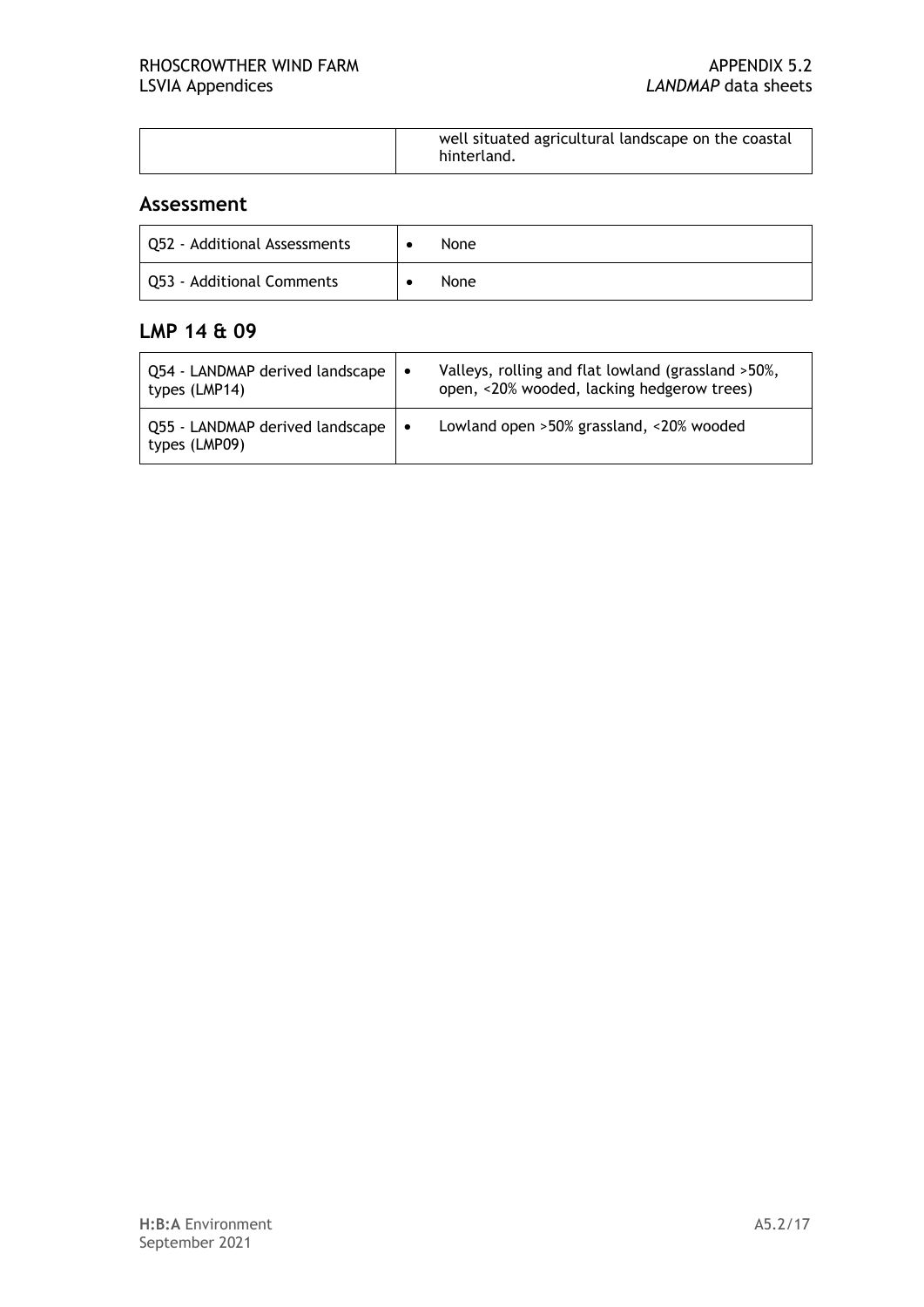| | well situated agricultural landscape on the coastal hinterland. |
|---|---|

## Assessment

| | |
|---|---|
| Q52 - Additional Assessments | • None |
| Q53 - Additional Comments | • None |

## LMP 14 & 09

| | |
|---|---|
| Q54 - LANDMAP derived landscape types (LMP14) | • Valleys, rolling and flat lowland (grassland >50%, open, <20% wooded, lacking hedgerow trees) |
| Q55 - LANDMAP derived landscape types (LMP09) | • Lowland open >50% grassland, <20% wooded |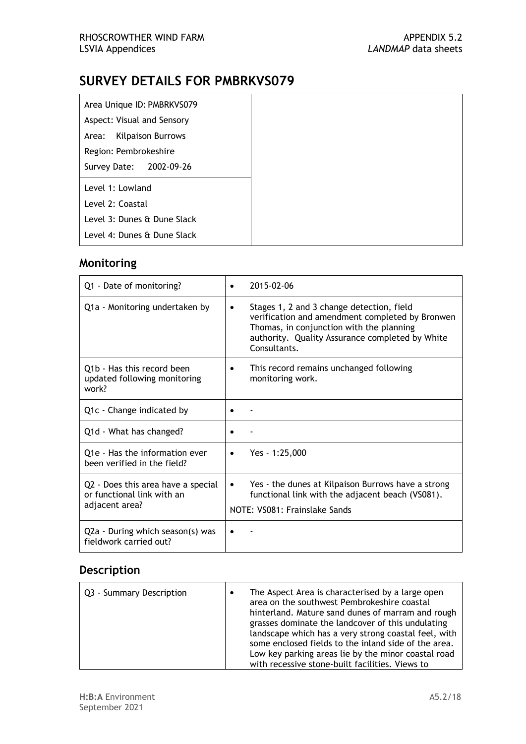# SURVEY DETAILS FOR PMBRKVS079

| | |
|---|---|
| Area Unique ID: PMBRKVS079<br>Aspect: Visual and Sensory<br>Area: Kilpaison Burrows<br>Region: Pembrokeshire<br>Survey Date: 2002-09-26 | |
| Level 1: Lowland<br>Level 2: Coastal<br>Level 3: Dunes & Dune Slack<br>Level 4: Dunes & Dune Slack | |

## Monitoring

| | |
|---|---|
| Q1 - Date of monitoring? | • 2015-02-06 |
| Q1a - Monitoring undertaken by | • Stages 1, 2 and 3 change detection, field verification and amendment completed by Bronwen Thomas, in conjunction with the planning authority. Quality Assurance completed by White Consultants. |
| Q1b - Has this record been updated following monitoring work? | • This record remains unchanged following monitoring work. |
| Q1c - Change indicated by | • - |
| Q1d - What has changed? | • - |
| Q1e - Has the information ever been verified in the field? | • Yes - 1:25,000 |
| Q2 - Does this area have a special or functional link with an adjacent area? | • Yes - the dunes at Kilpaison Burrows have a strong functional link with the adjacent beach (VS081).<br>NOTE: VS081: Frainslake Sands |
| Q2a - During which season(s) was fieldwork carried out? | • - |

## Description

| | |
|---|---|
| Q3 - Summary Description | • The Aspect Area is characterised by a large open area on the southwest Pembrokeshire coastal hinterland. Mature sand dunes of marram and rough grasses dominate the landcover of this undulating landscape which has a very strong coastal feel, with some enclosed fields to the inland side of the area. Low key parking areas lie by the minor coastal road with recessive stone-built facilities. Views to |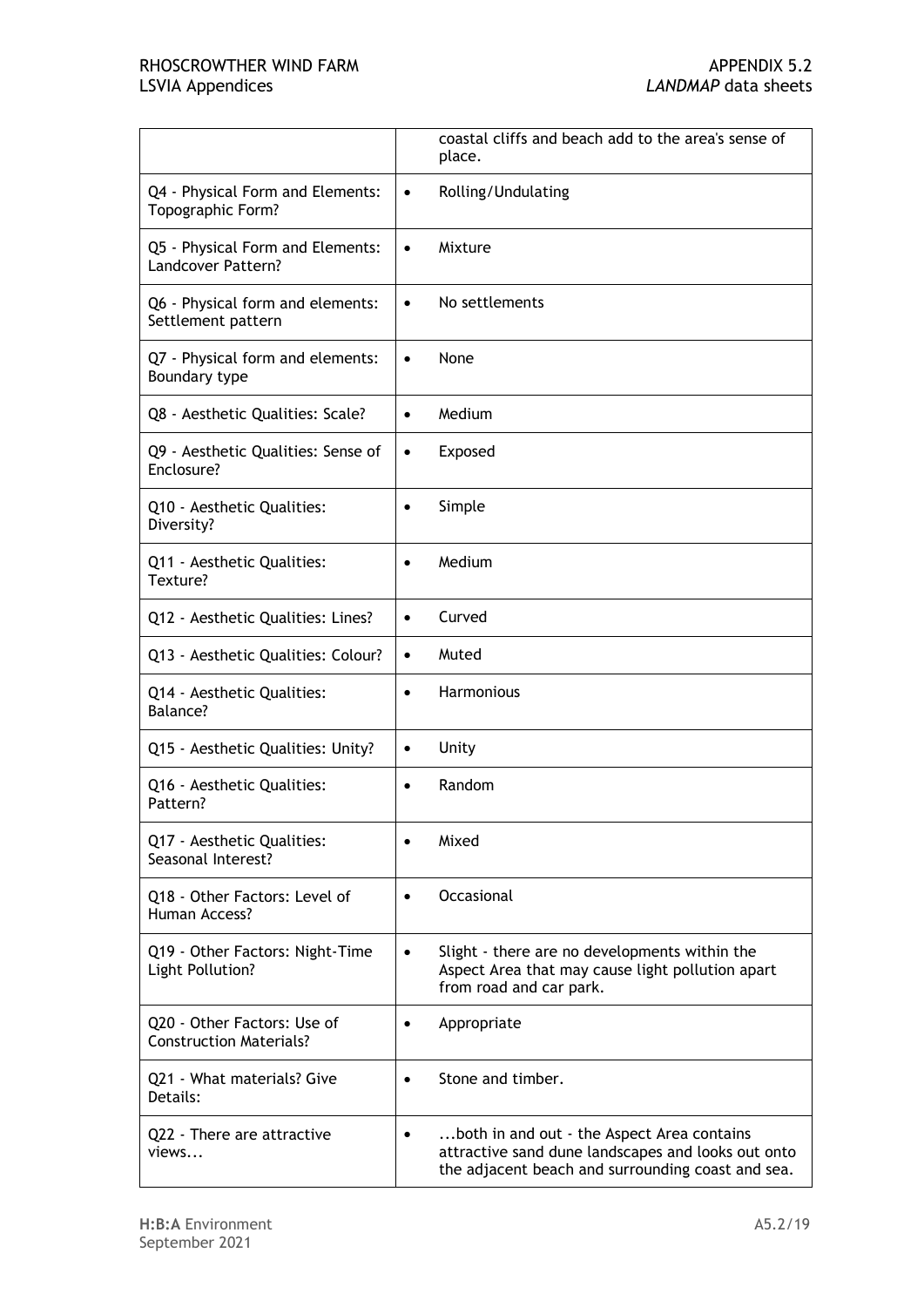| | |
|---|---|
| | coastal cliffs and beach add to the area's sense of place. |
| Q4 - Physical Form and Elements: Topographic Form? | • Rolling/Undulating |
| Q5 - Physical Form and Elements: Landcover Pattern? | • Mixture |
| Q6 - Physical form and elements: Settlement pattern | • No settlements |
| Q7 - Physical form and elements: Boundary type | • None |
| Q8 - Aesthetic Qualities: Scale? | • Medium |
| Q9 - Aesthetic Qualities: Sense of Enclosure? | • Exposed |
| Q10 - Aesthetic Qualities: Diversity? | • Simple |
| Q11 - Aesthetic Qualities: Texture? | • Medium |
| Q12 - Aesthetic Qualities: Lines? | • Curved |
| Q13 - Aesthetic Qualities: Colour? | • Muted |
| Q14 - Aesthetic Qualities: Balance? | • Harmonious |
| Q15 - Aesthetic Qualities: Unity? | • Unity |
| Q16 - Aesthetic Qualities: Pattern? | • Random |
| Q17 - Aesthetic Qualities: Seasonal Interest? | • Mixed |
| Q18 - Other Factors: Level of Human Access? | • Occasional |
| Q19 - Other Factors: Night-Time Light Pollution? | • Slight - there are no developments within the Aspect Area that may cause light pollution apart from road and car park. |
| Q20 - Other Factors: Use of Construction Materials? | • Appropriate |
| Q21 - What materials? Give Details: | • Stone and timber. |
| Q22 - There are attractive views... | • ...both in and out - the Aspect Area contains attractive sand dune landscapes and looks out onto the adjacent beach and surrounding coast and sea. |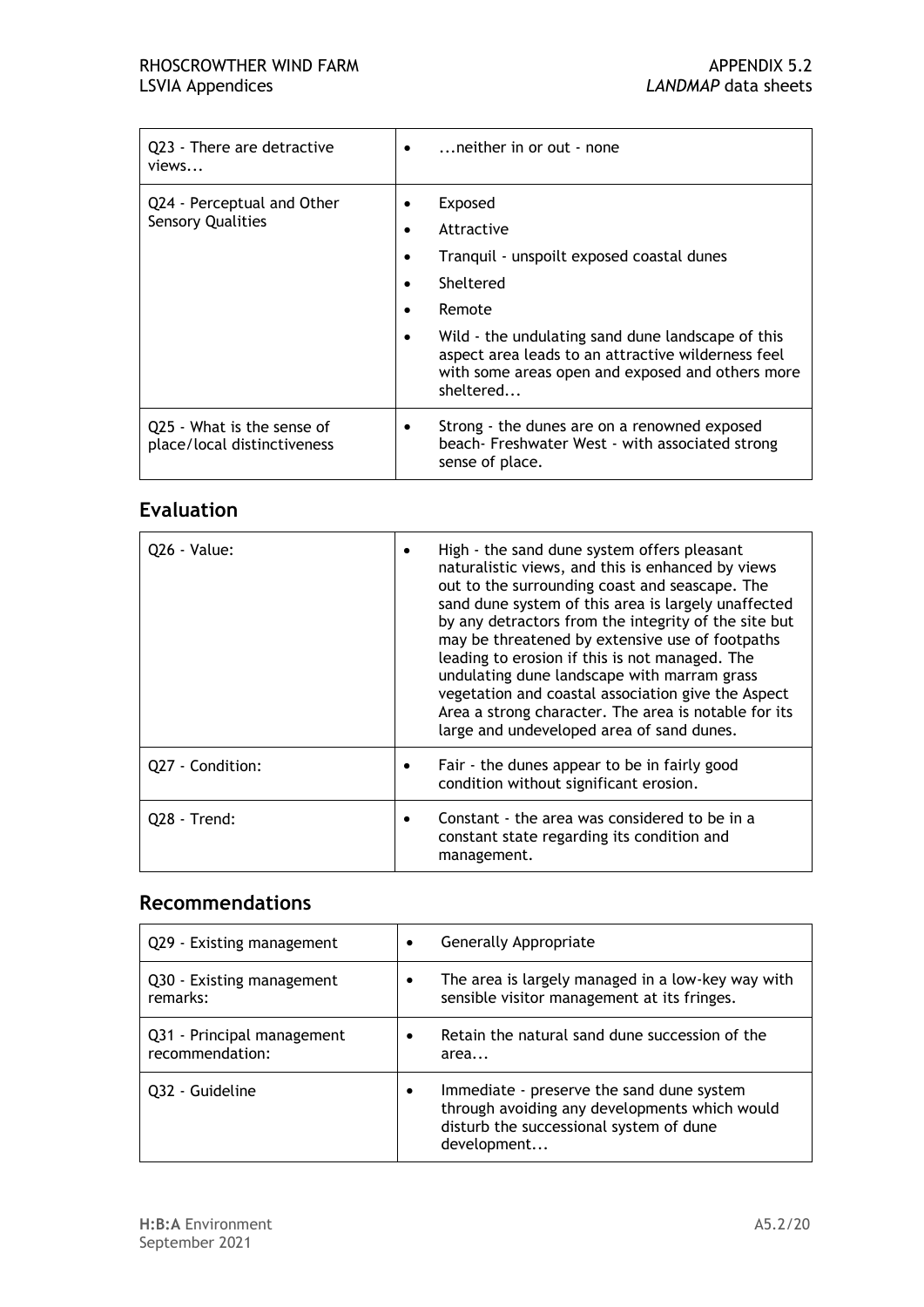| | |
|---|---|
| Q23 - There are detractive views... | - ...neither in or out - none |
| Q24 - Perceptual and Other Sensory Qualities | - Exposed<br>- Attractive<br>- Tranquil - unspoilt exposed coastal dunes<br>- Sheltered<br>- Remote<br>- Wild - the undulating sand dune landscape of this aspect area leads to an attractive wilderness feel with some areas open and exposed and others more sheltered... |
| Q25 - What is the sense of place/local distinctiveness | - Strong - the dunes are on a renowned exposed beach- Freshwater West - with associated strong sense of place. |

## Evaluation

| | |
|---|---|
| Q26 - Value: | - High - the sand dune system offers pleasant naturalistic views, and this is enhanced by views out to the surrounding coast and seascape. The sand dune system of this area is largely unaffected by any detractors from the integrity of the site but may be threatened by extensive use of footpaths leading to erosion if this is not managed. The undulating dune landscape with marram grass vegetation and coastal association give the Aspect Area a strong character. The area is notable for its large and undeveloped area of sand dunes. |
| Q27 - Condition: | - Fair - the dunes appear to be in fairly good condition without significant erosion. |
| Q28 - Trend: | - Constant - the area was considered to be in a constant state regarding its condition and management. |

## Recommendations

| | |
|---|---|
| Q29 - Existing management | - Generally Appropriate |
| Q30 - Existing management remarks: | - The area is largely managed in a low-key way with sensible visitor management at its fringes. |
| Q31 - Principal management recommendation: | - Retain the natural sand dune succession of the area... |
| Q32 - Guideline | - Immediate - preserve the sand dune system through avoiding any developments which would disturb the successional system of dune development... |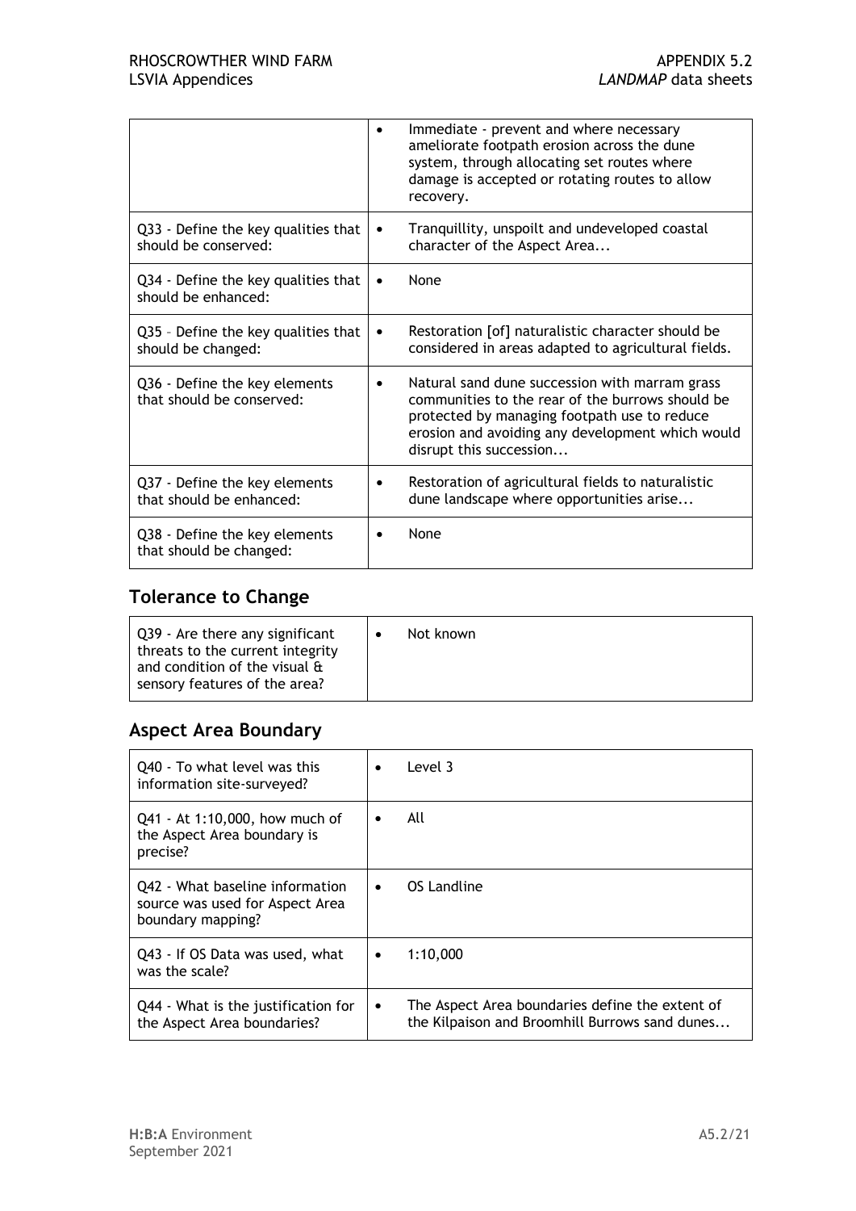| | |
|---|---|
| | • Immediate - prevent and where necessary ameliorate footpath erosion across the dune system, through allocating set routes where damage is accepted or rotating routes to allow recovery. |
| Q33 - Define the key qualities that should be conserved: | • Tranquillity, unspoilt and undeveloped coastal character of the Aspect Area... |
| Q34 - Define the key qualities that should be enhanced: | • None |
| Q35 – Define the key qualities that should be changed: | • Restoration [of] naturalistic character should be considered in areas adapted to agricultural fields. |
| Q36 - Define the key elements that should be conserved: | • Natural sand dune succession with marram grass communities to the rear of the burrows should be protected by managing footpath use to reduce erosion and avoiding any development which would disrupt this succession... |
| Q37 - Define the key elements that should be enhanced: | • Restoration of agricultural fields to naturalistic dune landscape where opportunities arise... |
| Q38 - Define the key elements that should be changed: | • None |

## Tolerance to Change

| | |
|---|---|
| Q39 - Are there any significant threats to the current integrity and condition of the visual & sensory features of the area? | • Not known |

## Aspect Area Boundary

| | |
|---|---|
| Q40 - To what level was this information site-surveyed? | • Level 3 |
| Q41 - At 1:10,000, how much of the Aspect Area boundary is precise? | • All |
| Q42 - What baseline information source was used for Aspect Area boundary mapping? | • OS Landline |
| Q43 - If OS Data was used, what was the scale? | • 1:10,000 |
| Q44 - What is the justification for the Aspect Area boundaries? | • The Aspect Area boundaries define the extent of the Kilpaison and Broomhill Burrows sand dunes... |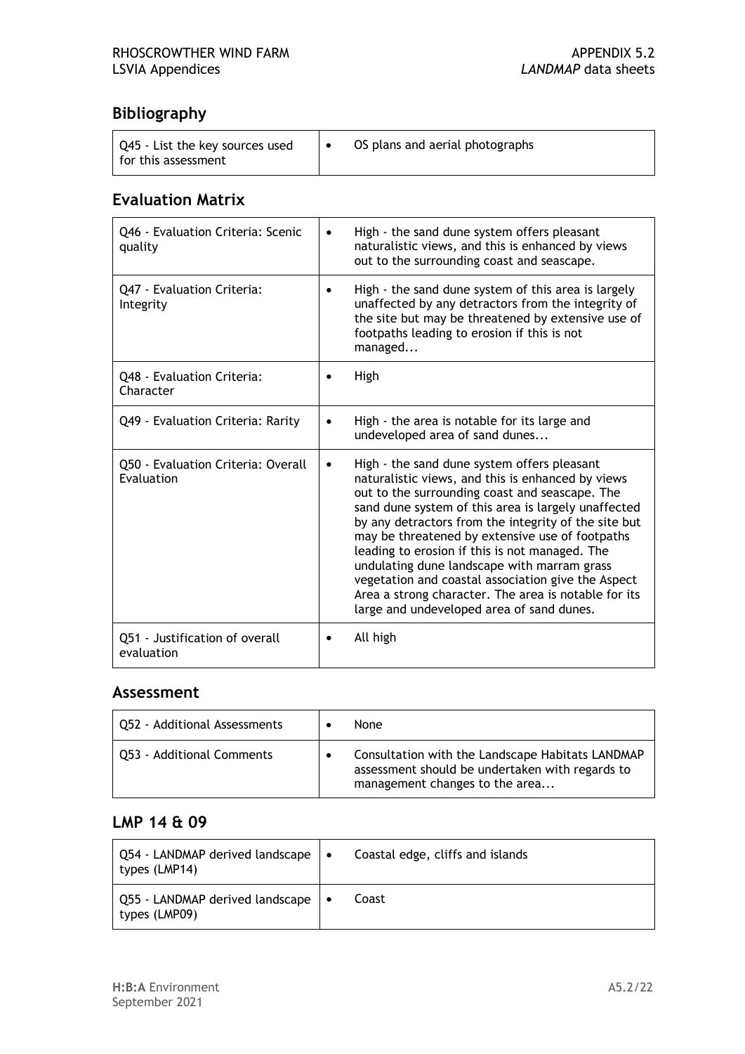## Bibliography

| | |
|---|---|
| Q45 - List the key sources used for this assessment | • OS plans and aerial photographs |

## Evaluation Matrix

| | |
|---|---|
| Q46 - Evaluation Criteria: Scenic quality | • High - the sand dune system offers pleasant naturalistic views, and this is enhanced by views out to the surrounding coast and seascape. |
| Q47 - Evaluation Criteria: Integrity | • High - the sand dune system of this area is largely unaffected by any detractors from the integrity of the site but may be threatened by extensive use of footpaths leading to erosion if this is not managed... |
| Q48 - Evaluation Criteria: Character | • High |
| Q49 - Evaluation Criteria: Rarity | • High - the area is notable for its large and undeveloped area of sand dunes... |
| Q50 - Evaluation Criteria: Overall Evaluation | • High - the sand dune system offers pleasant naturalistic views, and this is enhanced by views out to the surrounding coast and seascape. The sand dune system of this area is largely unaffected by any detractors from the integrity of the site but may be threatened by extensive use of footpaths leading to erosion if this is not managed. The undulating dune landscape with marram grass vegetation and coastal association give the Aspect Area a strong character. The area is notable for its large and undeveloped area of sand dunes. |
| Q51 - Justification of overall evaluation | • All high |

## Assessment

| | |
|---|---|
| Q52 - Additional Assessments | • None |
| Q53 - Additional Comments | • Consultation with the Landscape Habitats LANDMAP assessment should be undertaken with regards to management changes to the area... |

## LMP 14 & 09

| | |
|---|---|
| Q54 - LANDMAP derived landscape types (LMP14) | • Coastal edge, cliffs and islands |
| Q55 - LANDMAP derived landscape types (LMP09) | • Coast |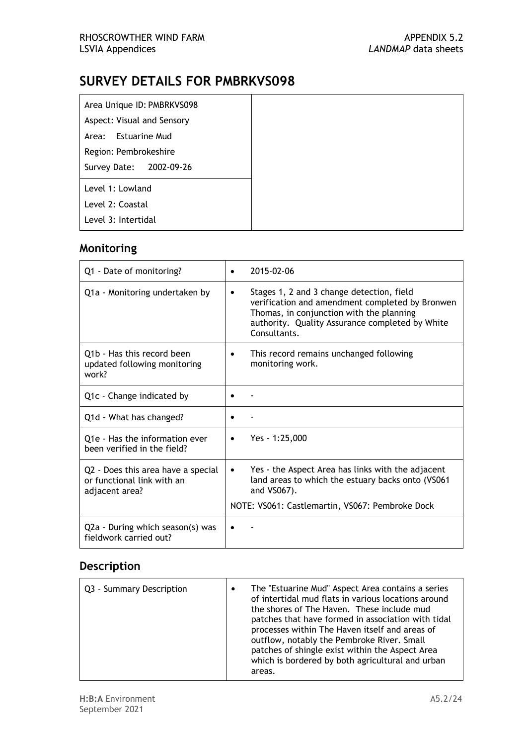# SURVEY DETAILS FOR PMBRKVS098

| Area Unique ID: PMBRKVS098<br>Aspect: Visual and Sensory<br>Area: Estuarine Mud<br>Region: Pembrokeshire<br>Survey Date: 2002-09-26 | |
|---|---|
| Level 1: Lowland<br>Level 2: Coastal<br>Level 3: Intertidal | |

## Monitoring

| | |
|---|---|
| Q1 - Date of monitoring? | • 2015-02-06 |
| Q1a - Monitoring undertaken by | • Stages 1, 2 and 3 change detection, field verification and amendment completed by Bronwen Thomas, in conjunction with the planning authority. Quality Assurance completed by White Consultants. |
| Q1b - Has this record been updated following monitoring work? | • This record remains unchanged following monitoring work. |
| Q1c - Change indicated by | • - |
| Q1d - What has changed? | • - |
| Q1e - Has the information ever been verified in the field? | • Yes - 1:25,000 |
| Q2 - Does this area have a special or functional link with an adjacent area? | • Yes - the Aspect Area has links with the adjacent land areas to which the estuary backs onto (VS061 and VS067).<br>NOTE: VS061: Castlemartin, VS067: Pembroke Dock |
| Q2a - During which season(s) was fieldwork carried out? | • - |

## Description

| | |
|---|---|
| Q3 - Summary Description | • The "Estuarine Mud" Aspect Area contains a series of intertidal mud flats in various locations around the shores of The Haven. These include mud patches that have formed in association with tidal processes within The Haven itself and areas of outflow, notably the Pembroke River. Small patches of shingle exist within the Aspect Area which is bordered by both agricultural and urban areas. |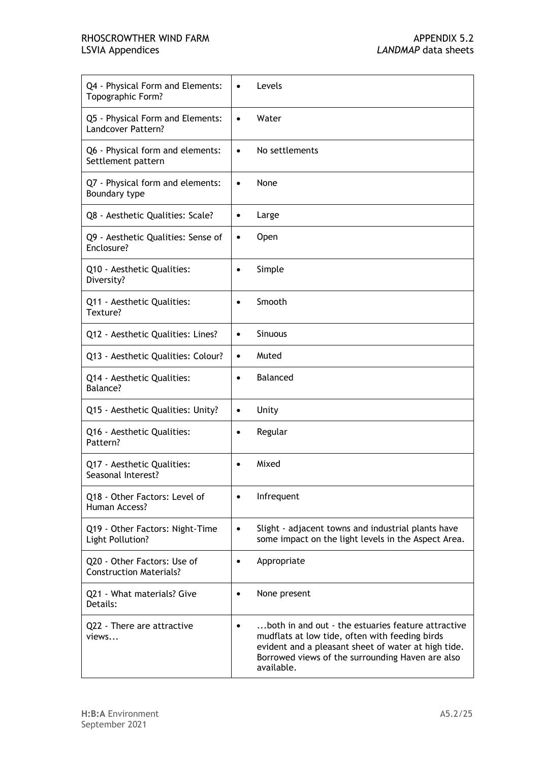| | |
|---|---|
| Q4 - Physical Form and Elements: Topographic Form? | • Levels |
| Q5 - Physical Form and Elements: Landcover Pattern? | • Water |
| Q6 - Physical form and elements: Settlement pattern | • No settlements |
| Q7 - Physical form and elements: Boundary type | • None |
| Q8 - Aesthetic Qualities: Scale? | • Large |
| Q9 - Aesthetic Qualities: Sense of Enclosure? | • Open |
| Q10 - Aesthetic Qualities: Diversity? | • Simple |
| Q11 - Aesthetic Qualities: Texture? | • Smooth |
| Q12 - Aesthetic Qualities: Lines? | • Sinuous |
| Q13 - Aesthetic Qualities: Colour? | • Muted |
| Q14 - Aesthetic Qualities: Balance? | • Balanced |
| Q15 - Aesthetic Qualities: Unity? | • Unity |
| Q16 - Aesthetic Qualities: Pattern? | • Regular |
| Q17 - Aesthetic Qualities: Seasonal Interest? | • Mixed |
| Q18 - Other Factors: Level of Human Access? | • Infrequent |
| Q19 - Other Factors: Night-Time Light Pollution? | • Slight - adjacent towns and industrial plants have some impact on the light levels in the Aspect Area. |
| Q20 - Other Factors: Use of Construction Materials? | • Appropriate |
| Q21 - What materials? Give Details: | • None present |
| Q22 - There are attractive views... | • ...both in and out - the estuaries feature attractive mudflats at low tide, often with feeding birds evident and a pleasant sheet of water at high tide. Borrowed views of the surrounding Haven are also available. |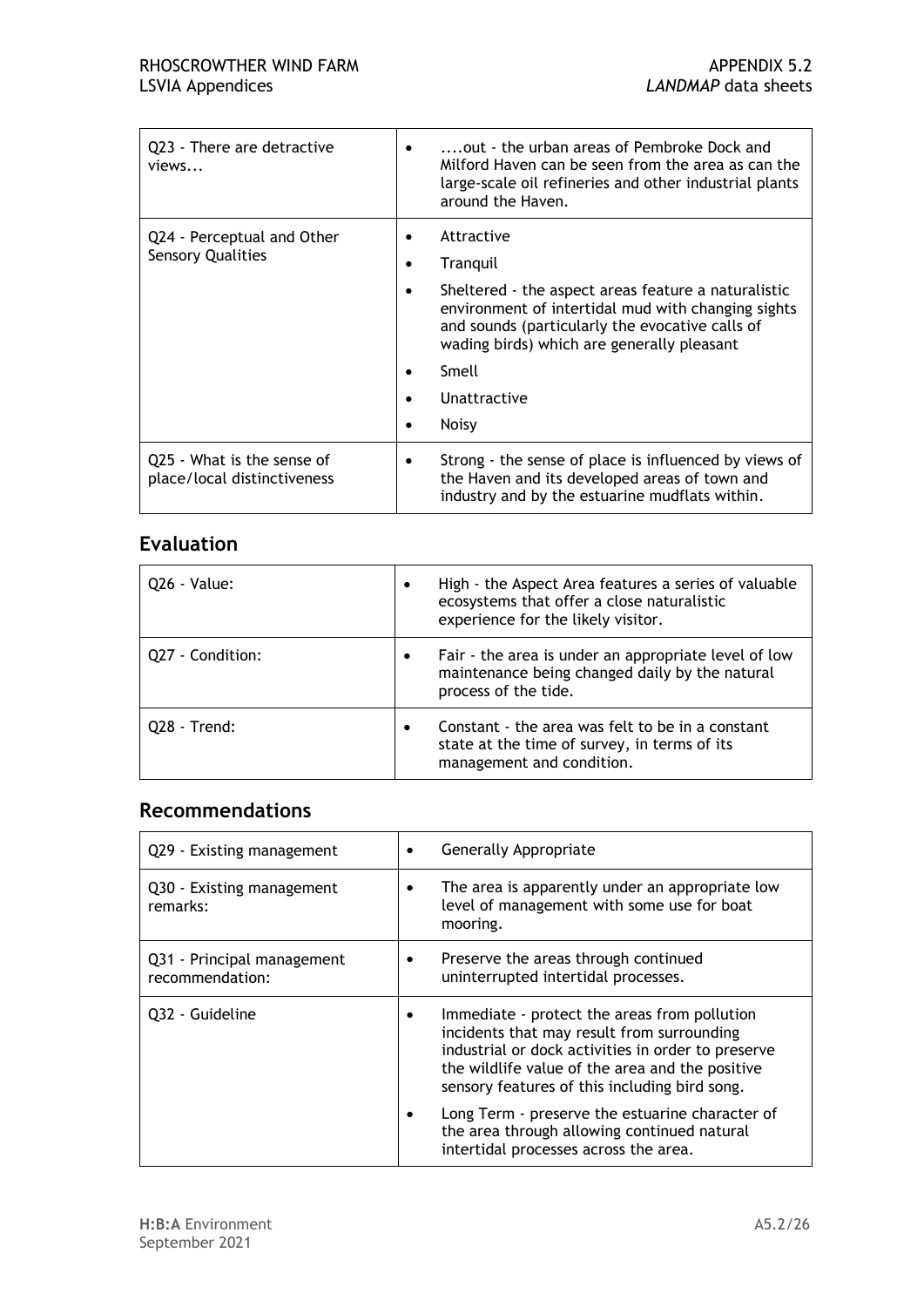| | |
|---|---|
| Q23 - There are detractive views... | - ....out - the urban areas of Pembroke Dock and Milford Haven can be seen from the area as can the large-scale oil refineries and other industrial plants around the Haven. |
| Q24 - Perceptual and Other Sensory Qualities | - Attractive<br>- Tranquil<br>- Sheltered - the aspect areas feature a naturalistic environment of intertidal mud with changing sights and sounds (particularly the evocative calls of wading birds) which are generally pleasant<br>- Smell<br>- Unattractive<br>- Noisy |
| Q25 - What is the sense of place/local distinctiveness | - Strong - the sense of place is influenced by views of the Haven and its developed areas of town and industry and by the estuarine mudflats within. |

## Evaluation

| | |
|---|---|
| Q26 - Value: | - High - the Aspect Area features a series of valuable ecosystems that offer a close naturalistic experience for the likely visitor. |
| Q27 - Condition: | - Fair - the area is under an appropriate level of low maintenance being changed daily by the natural process of the tide. |
| Q28 - Trend: | - Constant - the area was felt to be in a constant state at the time of survey, in terms of its management and condition. |

## Recommendations

| | |
|---|---|
| Q29 - Existing management | - Generally Appropriate |
| Q30 - Existing management remarks: | - The area is apparently under an appropriate low level of management with some use for boat mooring. |
| Q31 - Principal management recommendation: | - Preserve the areas through continued uninterrupted intertidal processes. |
| Q32 - Guideline | - Immediate - protect the areas from pollution incidents that may result from surrounding industrial or dock activities in order to preserve the wildlife value of the area and the positive sensory features of this including bird song.<br>- Long Term - preserve the estuarine character of the area through allowing continued natural intertidal processes across the area. |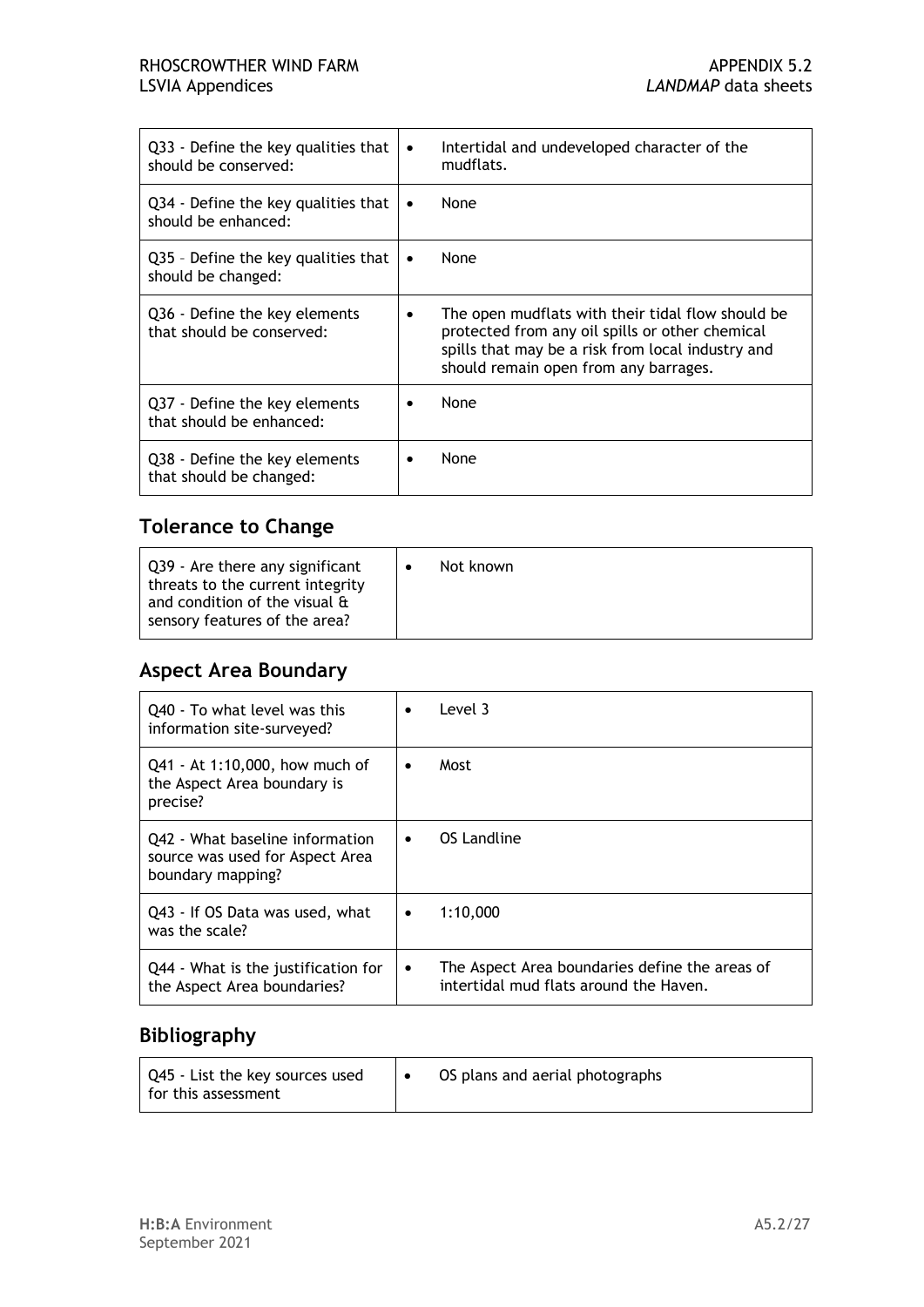| | |
|---|---|
| Q33 - Define the key qualities that should be conserved: | • Intertidal and undeveloped character of the mudflats. |
| Q34 - Define the key qualities that should be enhanced: | • None |
| Q35 – Define the key qualities that should be changed: | • None |
| Q36 - Define the key elements that should be conserved: | • The open mudflats with their tidal flow should be protected from any oil spills or other chemical spills that may be a risk from local industry and should remain open from any barrages. |
| Q37 - Define the key elements that should be enhanced: | • None |
| Q38 - Define the key elements that should be changed: | • None |

## Tolerance to Change

| | |
|---|---|
| Q39 - Are there any significant threats to the current integrity and condition of the visual & sensory features of the area? | • Not known |

## Aspect Area Boundary

| | |
|---|---|
| Q40 - To what level was this information site-surveyed? | • Level 3 |
| Q41 - At 1:10,000, how much of the Aspect Area boundary is precise? | • Most |
| Q42 - What baseline information source was used for Aspect Area boundary mapping? | • OS Landline |
| Q43 - If OS Data was used, what was the scale? | • 1:10,000 |
| Q44 - What is the justification for the Aspect Area boundaries? | • The Aspect Area boundaries define the areas of intertidal mud flats around the Haven. |

## Bibliography

| | |
|---|---|
| Q45 - List the key sources used for this assessment | • OS plans and aerial photographs |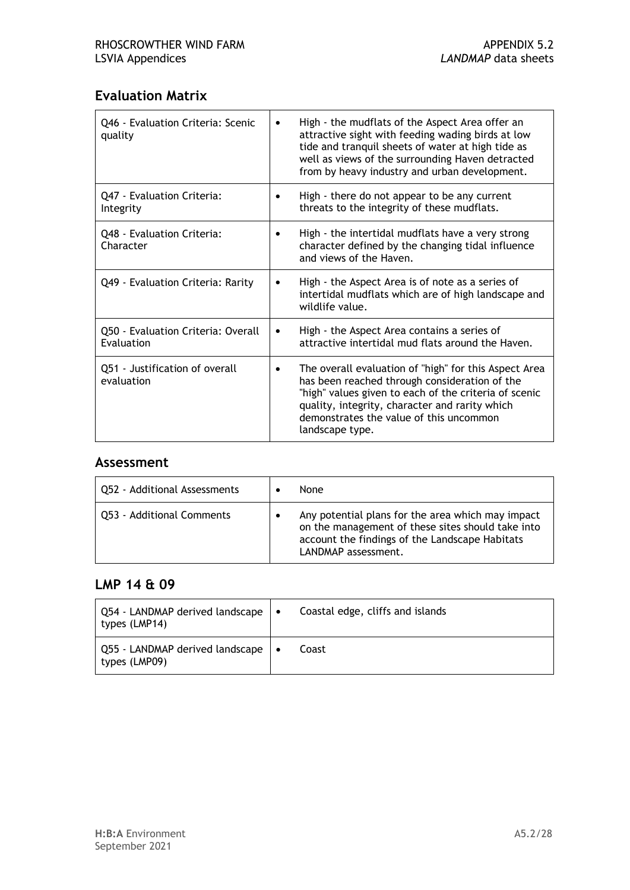## Evaluation Matrix

| | |
|---|---|
| Q46 - Evaluation Criteria: Scenic quality | • High - the mudflats of the Aspect Area offer an attractive sight with feeding wading birds at low tide and tranquil sheets of water at high tide as well as views of the surrounding Haven detracted from by heavy industry and urban development. |
| Q47 - Evaluation Criteria: Integrity | • High - there do not appear to be any current threats to the integrity of these mudflats. |
| Q48 - Evaluation Criteria: Character | • High - the intertidal mudflats have a very strong character defined by the changing tidal influence and views of the Haven. |
| Q49 - Evaluation Criteria: Rarity | • High - the Aspect Area is of note as a series of intertidal mudflats which are of high landscape and wildlife value. |
| Q50 - Evaluation Criteria: Overall Evaluation | • High - the Aspect Area contains a series of attractive intertidal mud flats around the Haven. |
| Q51 - Justification of overall evaluation | • The overall evaluation of "high" for this Aspect Area has been reached through consideration of the "high" values given to each of the criteria of scenic quality, integrity, character and rarity which demonstrates the value of this uncommon landscape type. |

## Assessment

| | |
|---|---|
| Q52 - Additional Assessments | • None |
| Q53 - Additional Comments | • Any potential plans for the area which may impact on the management of these sites should take into account the findings of the Landscape Habitats LANDMAP assessment. |

## LMP 14 & 09

| | |
|---|---|
| Q54 - LANDMAP derived landscape types (LMP14) | • Coastal edge, cliffs and islands |
| Q55 - LANDMAP derived landscape types (LMP09) | • Coast |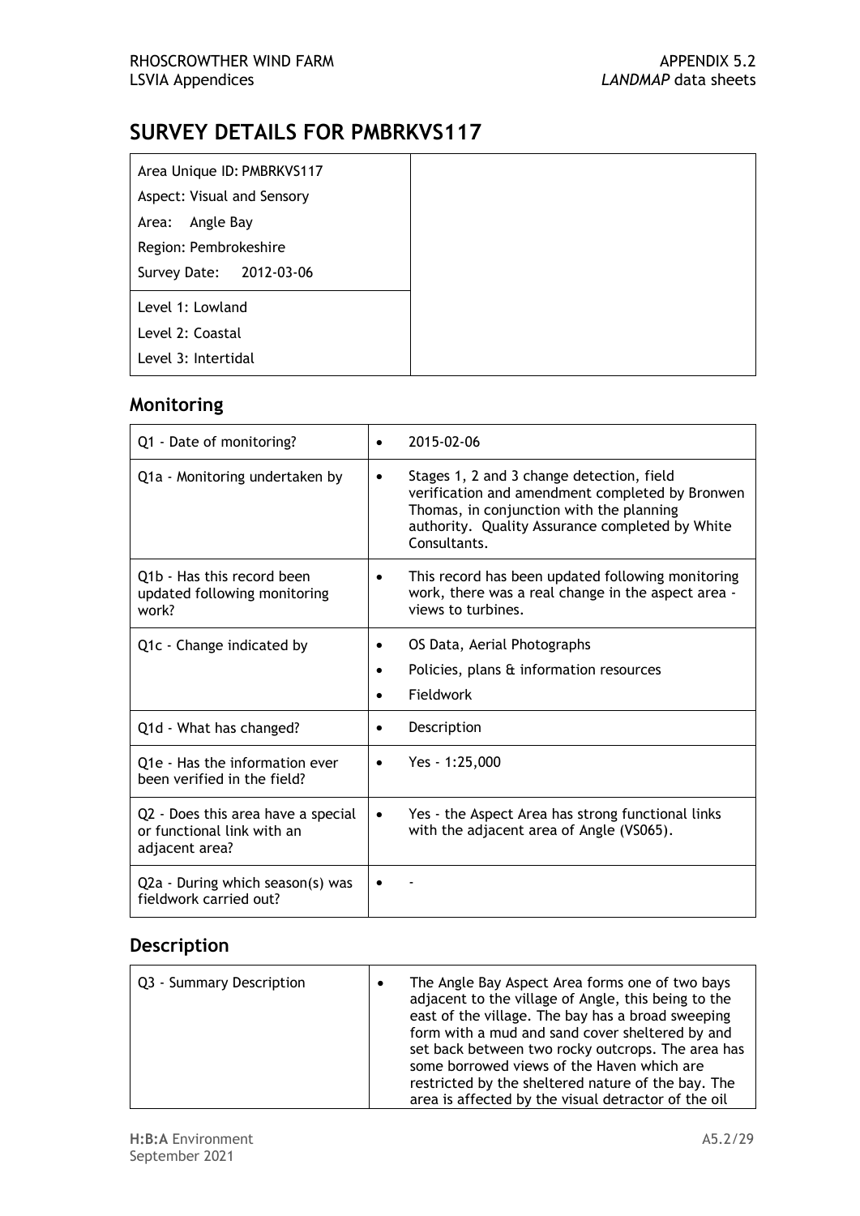# SURVEY DETAILS FOR PMBRKVS117

| Area Unique ID: PMBRKVS117<br>Aspect: Visual and Sensory<br>Area: Angle Bay<br>Region: Pembrokeshire<br>Survey Date: 2012-03-06 | |
|---|---|
| Level 1: Lowland<br>Level 2: Coastal<br>Level 3: Intertidal | |

## Monitoring

| | |
|---|---|
| Q1 - Date of monitoring? | • 2015-02-06 |
| Q1a - Monitoring undertaken by | • Stages 1, 2 and 3 change detection, field verification and amendment completed by Bronwen Thomas, in conjunction with the planning authority. Quality Assurance completed by White Consultants. |
| Q1b - Has this record been updated following monitoring work? | • This record has been updated following monitoring work, there was a real change in the aspect area - views to turbines. |
| Q1c - Change indicated by | • OS Data, Aerial Photographs<br>• Policies, plans & information resources<br>• Fieldwork |
| Q1d - What has changed? | • Description |
| Q1e - Has the information ever been verified in the field? | • Yes - 1:25,000 |
| Q2 - Does this area have a special or functional link with an adjacent area? | • Yes - the Aspect Area has strong functional links with the adjacent area of Angle (VS065). |
| Q2a - During which season(s) was fieldwork carried out? | • - |

## Description

| | |
|---|---|
| Q3 - Summary Description | • The Angle Bay Aspect Area forms one of two bays adjacent to the village of Angle, this being to the east of the village. The bay has a broad sweeping form with a mud and sand cover sheltered by and set back between two rocky outcrops. The area has some borrowed views of the Haven which are restricted by the sheltered nature of the bay. The area is affected by the visual detractor of the oil |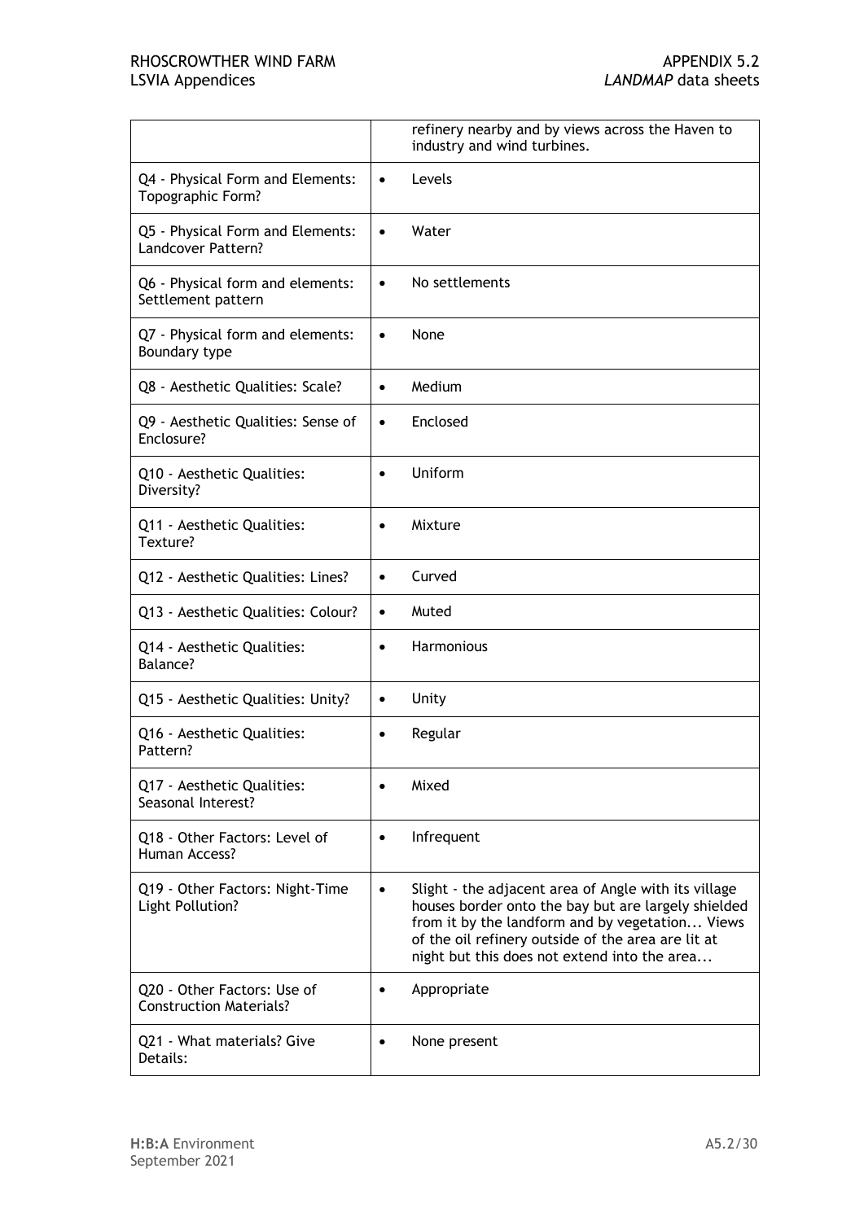| | |
|---|---|
| | refinery nearby and by views across the Haven to industry and wind turbines. |
| Q4 - Physical Form and Elements: Topographic Form? | • Levels |
| Q5 - Physical Form and Elements: Landcover Pattern? | • Water |
| Q6 - Physical form and elements: Settlement pattern | • No settlements |
| Q7 - Physical form and elements: Boundary type | • None |
| Q8 - Aesthetic Qualities: Scale? | • Medium |
| Q9 - Aesthetic Qualities: Sense of Enclosure? | • Enclosed |
| Q10 - Aesthetic Qualities: Diversity? | • Uniform |
| Q11 - Aesthetic Qualities: Texture? | • Mixture |
| Q12 - Aesthetic Qualities: Lines? | • Curved |
| Q13 - Aesthetic Qualities: Colour? | • Muted |
| Q14 - Aesthetic Qualities: Balance? | • Harmonious |
| Q15 - Aesthetic Qualities: Unity? | • Unity |
| Q16 - Aesthetic Qualities: Pattern? | • Regular |
| Q17 - Aesthetic Qualities: Seasonal Interest? | • Mixed |
| Q18 - Other Factors: Level of Human Access? | • Infrequent |
| Q19 - Other Factors: Night-Time Light Pollution? | • Slight - the adjacent area of Angle with its village houses border onto the bay but are largely shielded from it by the landform and by vegetation... Views of the oil refinery outside of the area are lit at night but this does not extend into the area... |
| Q20 - Other Factors: Use of Construction Materials? | • Appropriate |
| Q21 - What materials? Give Details: | • None present |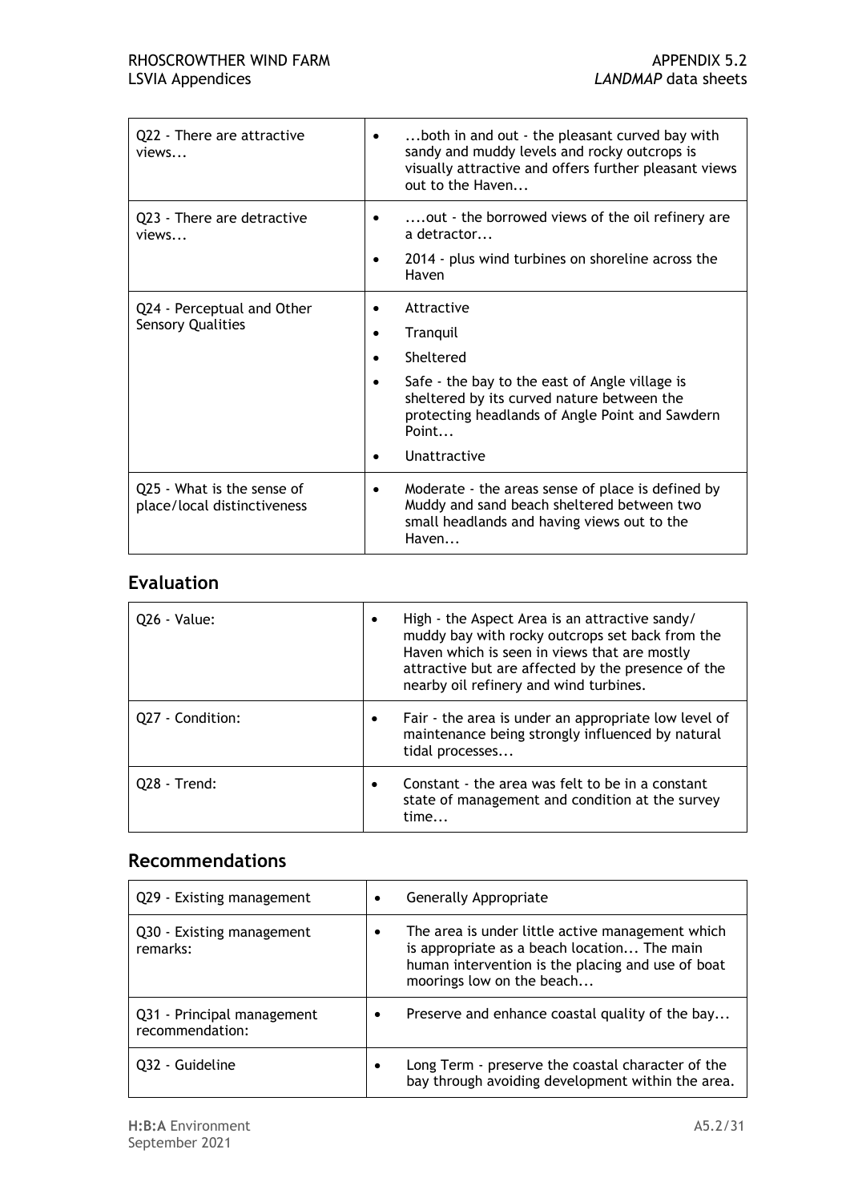| | |
|---|---|
| Q22 - There are attractive views... | • ...both in and out - the pleasant curved bay with sandy and muddy levels and rocky outcrops is visually attractive and offers further pleasant views out to the Haven... |
| Q23 - There are detractive views... | • ....out - the borrowed views of the oil refinery are a detractor...<br>• 2014 - plus wind turbines on shoreline across the Haven |
| Q24 - Perceptual and Other Sensory Qualities | • Attractive<br>• Tranquil<br>• Sheltered<br>• Safe - the bay to the east of Angle village is sheltered by its curved nature between the protecting headlands of Angle Point and Sawdern Point...<br>• Unattractive |
| Q25 - What is the sense of place/local distinctiveness | • Moderate - the areas sense of place is defined by Muddy and sand beach sheltered between two small headlands and having views out to the Haven... |

## Evaluation

| | |
|---|---|
| Q26 - Value: | • High - the Aspect Area is an attractive sandy/ muddy bay with rocky outcrops set back from the Haven which is seen in views that are mostly attractive but are affected by the presence of the nearby oil refinery and wind turbines. |
| Q27 - Condition: | • Fair - the area is under an appropriate low level of maintenance being strongly influenced by natural tidal processes... |
| Q28 - Trend: | • Constant - the area was felt to be in a constant state of management and condition at the survey time... |

## Recommendations

| | |
|---|---|
| Q29 - Existing management | • Generally Appropriate |
| Q30 - Existing management remarks: | • The area is under little active management which is appropriate as a beach location... The main human intervention is the placing and use of boat moorings low on the beach... |
| Q31 - Principal management recommendation: | • Preserve and enhance coastal quality of the bay... |
| Q32 - Guideline | • Long Term - preserve the coastal character of the bay through avoiding development within the area. |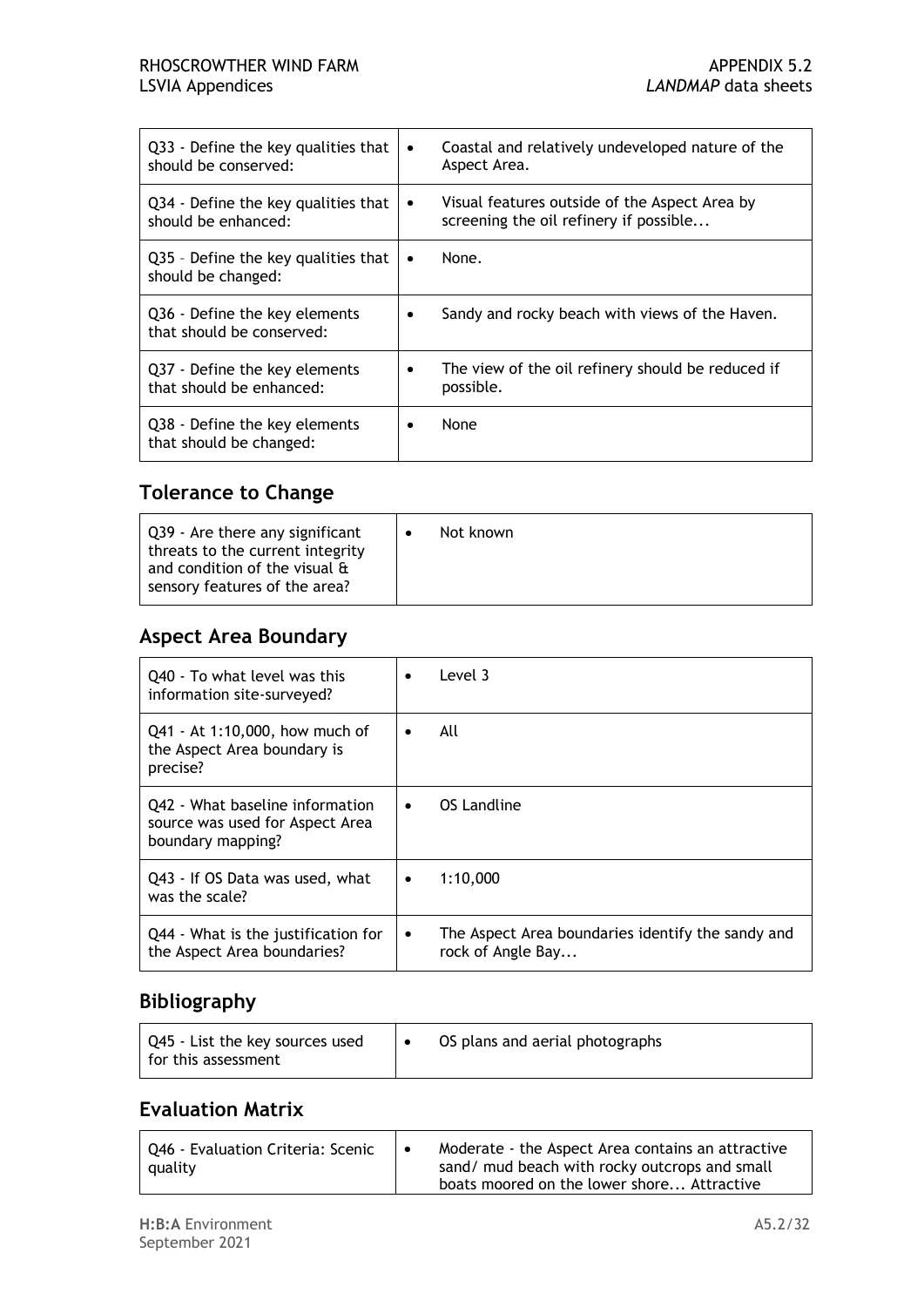| | |
|---|---|
| Q33 - Define the key qualities that should be conserved: | • Coastal and relatively undeveloped nature of the Aspect Area. |
| Q34 - Define the key qualities that should be enhanced: | • Visual features outside of the Aspect Area by screening the oil refinery if possible... |
| Q35 – Define the key qualities that should be changed: | • None. |
| Q36 - Define the key elements that should be conserved: | • Sandy and rocky beach with views of the Haven. |
| Q37 - Define the key elements that should be enhanced: | • The view of the oil refinery should be reduced if possible. |
| Q38 - Define the key elements that should be changed: | • None |

## Tolerance to Change

| | |
|---|---|
| Q39 - Are there any significant threats to the current integrity and condition of the visual & sensory features of the area? | • Not known |

## Aspect Area Boundary

| | |
|---|---|
| Q40 - To what level was this information site-surveyed? | • Level 3 |
| Q41 - At 1:10,000, how much of the Aspect Area boundary is precise? | • All |
| Q42 - What baseline information source was used for Aspect Area boundary mapping? | • OS Landline |
| Q43 - If OS Data was used, what was the scale? | • 1:10,000 |
| Q44 - What is the justification for the Aspect Area boundaries? | • The Aspect Area boundaries identify the sandy and rock of Angle Bay... |

## Bibliography

| | |
|---|---|
| Q45 - List the key sources used for this assessment | • OS plans and aerial photographs |

## Evaluation Matrix

| | |
|---|---|
| Q46 - Evaluation Criteria: Scenic quality | • Moderate - the Aspect Area contains an attractive sand/ mud beach with rocky outcrops and small boats moored on the lower shore... Attractive |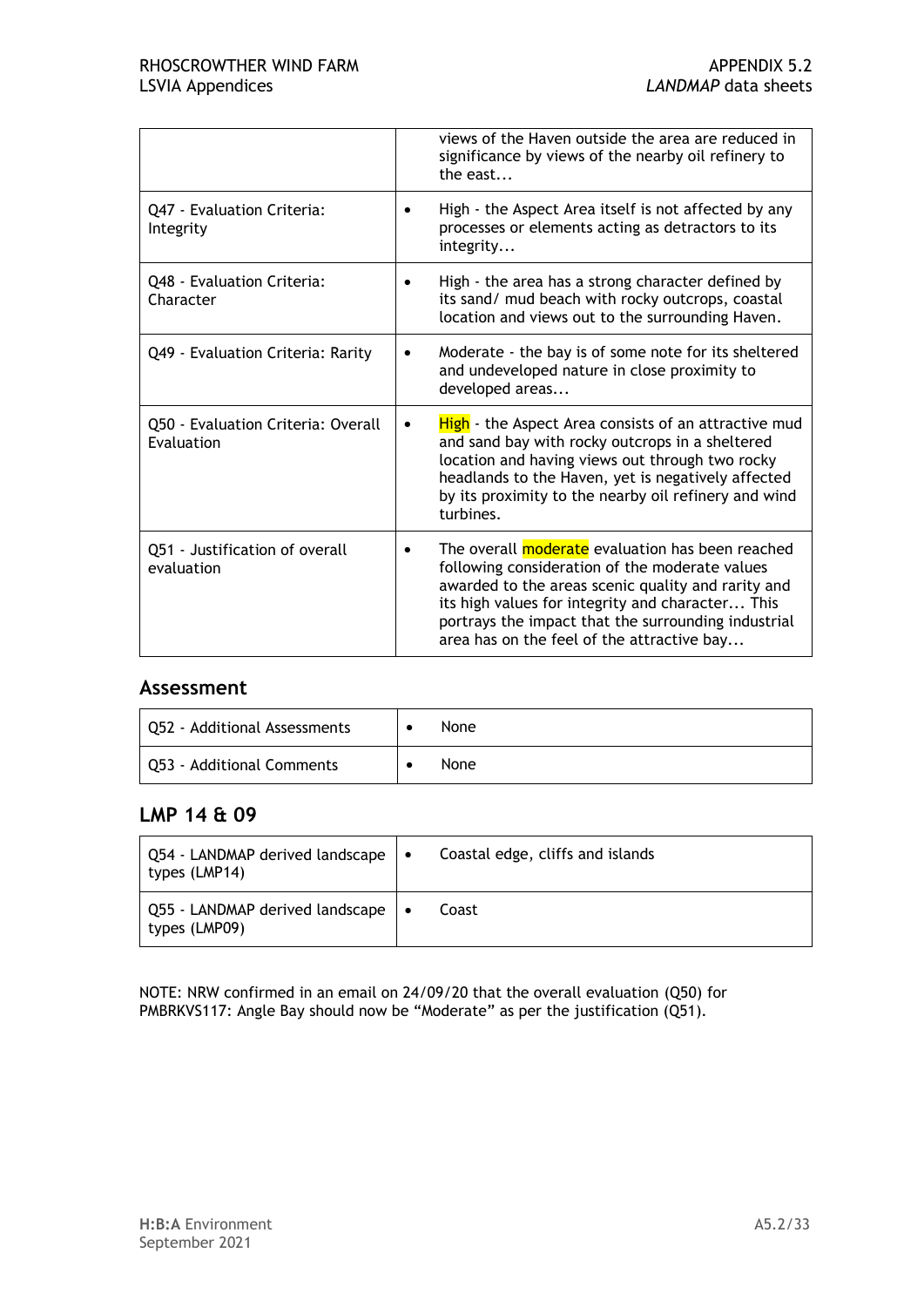| | |
|---|---|
| | views of the Haven outside the area are reduced in significance by views of the nearby oil refinery to the east... |
| Q47 - Evaluation Criteria: Integrity | • High - the Aspect Area itself is not affected by any processes or elements acting as detractors to its integrity... |
| Q48 - Evaluation Criteria: Character | • High - the area has a strong character defined by its sand/ mud beach with rocky outcrops, coastal location and views out to the surrounding Haven. |
| Q49 - Evaluation Criteria: Rarity | • Moderate - the bay is of some note for its sheltered and undeveloped nature in close proximity to developed areas... |
| Q50 - Evaluation Criteria: Overall Evaluation | • High - the Aspect Area consists of an attractive mud and sand bay with rocky outcrops in a sheltered location and having views out through two rocky headlands to the Haven, yet is negatively affected by its proximity to the nearby oil refinery and wind turbines. |
| Q51 - Justification of overall evaluation | • The overall moderate evaluation has been reached following consideration of the moderate values awarded to the areas scenic quality and rarity and its high values for integrity and character... This portrays the impact that the surrounding industrial area has on the feel of the attractive bay... |

## Assessment

| | |
|---|---|
| Q52 - Additional Assessments | • None |
| Q53 - Additional Comments | • None |

## LMP 14 & 09

| | |
|---|---|
| Q54 - LANDMAP derived landscape types (LMP14) | • Coastal edge, cliffs and islands |
| Q55 - LANDMAP derived landscape types (LMP09) | • Coast |

NOTE: NRW confirmed in an email on 24/09/20 that the overall evaluation (Q50) for PMBRKVS117: Angle Bay should now be "Moderate" as per the justification (Q51).